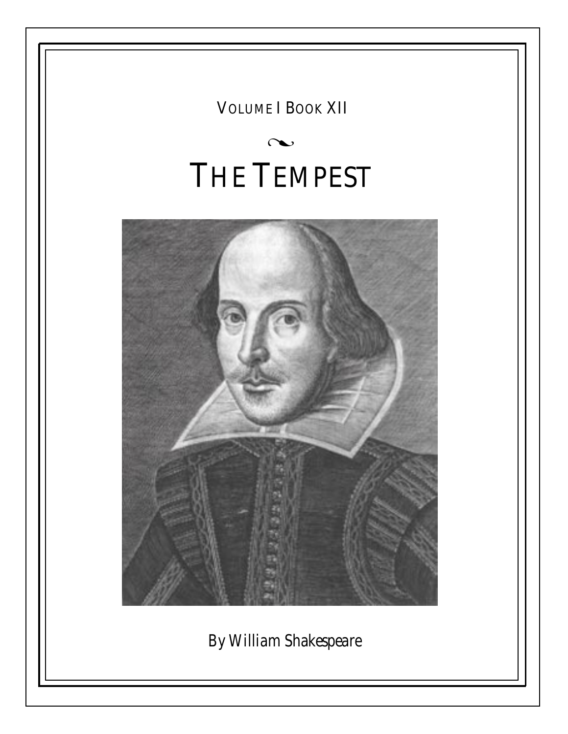VOLUME I BOOK XII

# THE TEMPEST

By William Shakespeare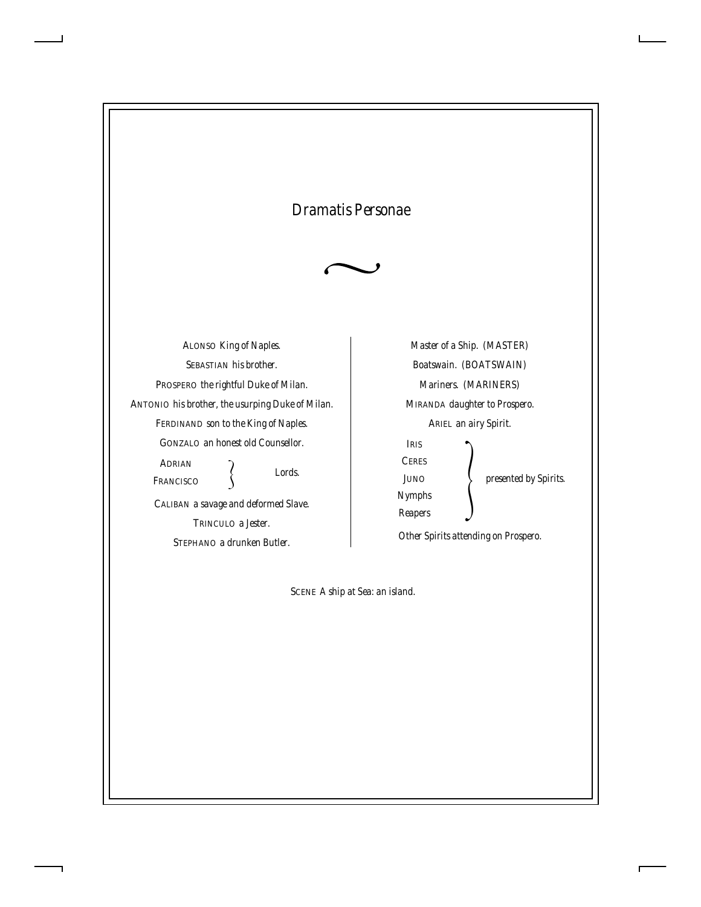# *Dramatis Personae*

*~*

ALONSO *King of Naples.*

SEBASTIAN *his brother.*

PROSPERO *the rightful Duke of Milan.*

ANTONIO *his brother, the usurping Duke of Milan.*

FERDINAND *son to the King of Naples.*

GONZALO *an honest old Counsellor.*

ADRIAN, FRANCISCO — *Lords.*

CALIBAN *a savage and deformed Slave.*

TRINCULO *a Jester.*

STEPHANO *a drunken Butler.*

*Master of a Ship. (MASTER)*

*Boatswain. (BOATSWAIN)*

*Mariners. (MARINERS)*

MIRANDA *daughter to Prospero.*

ARIEL *an airy Spirit.*

IRIS, CERES, JUNO, *Nymphs*, *Reapers* — *presented by Spirits.*

*Other Spirits attending on Prospero.*

SCENE *A ship at Sea: an island.*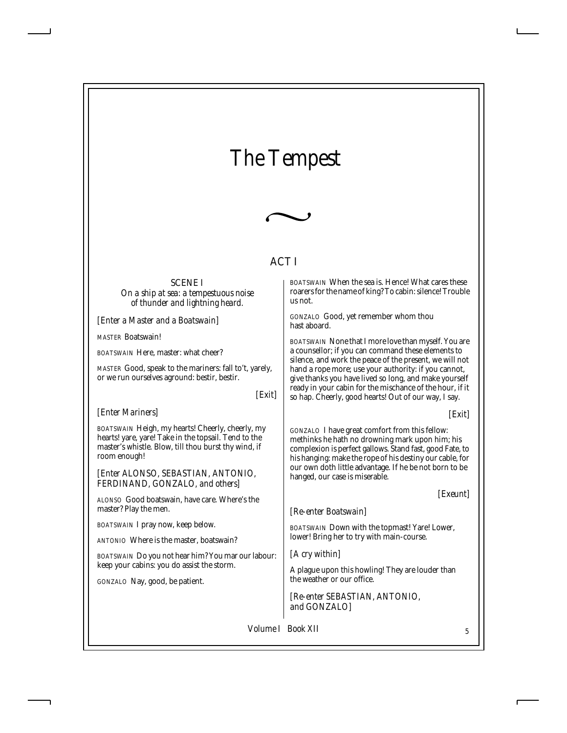# The Tempest

~

## ACT I

### SCENE I

*On a ship at sea: a tempestuous noise of thunder and lightning heard.*

*[Enter a Master and a Boatswain]*

MASTER Boatswain!

BOATSWAIN Here, master: what cheer?

MASTER Good, speak to the mariners: fall to't, yarely, or we run ourselves aground: bestir, bestir.

*[Exit]*

*[Enter Mariners]*

BOATSWAIN Heigh, my hearts! Cheerly, cheerly, my hearts! yare, yare! Take in the topsail. Tend to the master's whistle. Blow, till thou burst thy wind, if room enough!

*[Enter ALONSO, SEBASTIAN, ANTONIO, FERDINAND, GONZALO, and others]*

ALONSO Good boatswain, have care. Where's the master? Play the men.

BOATSWAIN I pray now, keep below.

ANTONIO Where is the master, boatswain?

BOATSWAIN Do you not hear him? You mar our labour: keep your cabins: you do assist the storm.

GONZALO Nay, good, be patient.

BOATSWAIN When the sea is. Hence! What cares these roarers for the name of king? To cabin: silence! Trouble us not.

GONZALO Good, yet remember whom thou hast aboard.

BOATSWAIN None that I more love than myself. You are a counsellor; if you can command these elements to silence, and work the peace of the present, we will not hand a rope more; use your authority: if you cannot, give thanks you have lived so long, and make yourself ready in your cabin for the mischance of the hour, if it so hap. Cheerly, good hearts! Out of our way, I say.

*[Exit]*

GONZALO I have great comfort from this fellow: methinks he hath no drowning mark upon him; his complexion is perfect gallows. Stand fast, good Fate, to his hanging: make the rope of his destiny our cable, for our own doth little advantage. If he be not born to be hanged, our case is miserable.

*[Exeunt]*

*[Re-enter Boatswain]*

BOATSWAIN Down with the topmast! Yare! Lower, lower! Bring her to try with main-course.

*[A cry within]*

A plague upon this howling! They are louder than the weather or our office.

*[Re-enter SEBASTIAN, ANTONIO, and GONZALO]*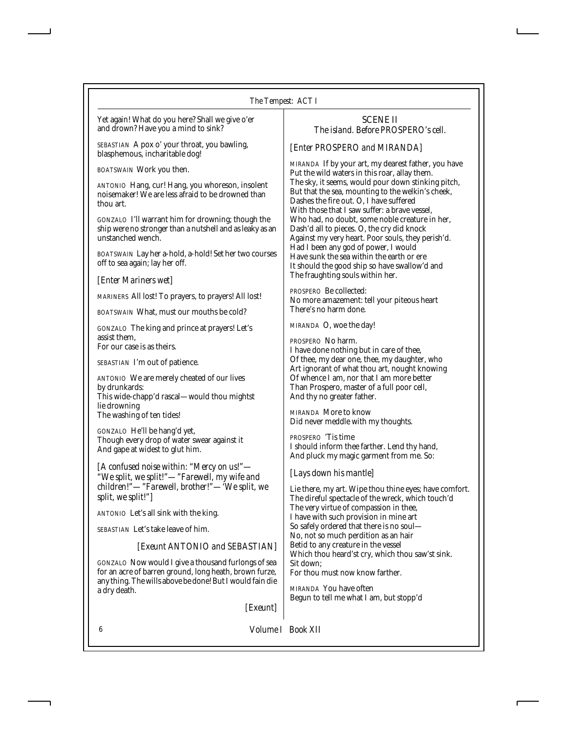Yet again! What do you here? Shall we give o'er and drown? Have you a mind to sink?

SEBASTIAN A pox o' your throat, you bawling, blasphemous, incharitable dog!

BOATSWAIN Work you then.

ANTONIO Hang, cur! Hang, you whoreson, insolent noisemaker! We are less afraid to be drowned than thou art.

GONZALO I'll warrant him for drowning; though the ship were no stronger than a nutshell and as leaky as an unstanched wench.

BOATSWAIN Lay her a-hold, a-hold! Set her two courses off to sea again; lay her off.

*[Enter Mariners wet]*

MARINERS All lost! To prayers, to prayers! All lost!

BOATSWAIN What, must our mouths be cold?

GONZALO The king and prince at prayers! Let's assist them,
For our case is as theirs.

SEBASTIAN I'm out of patience.

ANTONIO We are merely cheated of our lives by drunkards:
This wide-chapp'd rascal—would thou mightst lie drowning
The washing of ten tides!

GONZALO He'll be hang'd yet,
Though every drop of water swear against it
And gape at widest to glut him.

*[A confused noise within: "Mercy on us!"—"We split, we split!"—"Farewell, my wife and children!"—"Farewell, brother!"—'We split, we split, we split!"]*

ANTONIO Let's all sink with the king.

SEBASTIAN Let's take leave of him.

*[Exeunt ANTONIO and SEBASTIAN]*

GONZALO Now would I give a thousand furlongs of sea for an acre of barren ground, long heath, brown furze, any thing. The wills above be done! But I would fain die a dry death.

*[Exeunt]*

## SCENE II

*The island. Before PROSPERO's cell.*

*[Enter PROSPERO and MIRANDA]*

MIRANDA If by your art, my dearest father, you have
Put the wild waters in this roar, allay them.
The sky, it seems, would pour down stinking pitch,
But that the sea, mounting to the welkin's cheek,
Dashes the fire out. O, I have suffered
With those that I saw suffer: a brave vessel,
Who had, no doubt, some noble creature in her,
Dash'd all to pieces. O, the cry did knock
Against my very heart. Poor souls, they perish'd.
Had I been any god of power, I would
Have sunk the sea within the earth or ere
It should the good ship so have swallow'd and
The fraughting souls within her.

PROSPERO Be collected:
No more amazement: tell your piteous heart
There's no harm done.

MIRANDA O, woe the day!

PROSPERO No harm.
I have done nothing but in care of thee,
Of thee, my dear one, thee, my daughter, who
Art ignorant of what thou art, nought knowing
Of whence I am, nor that I am more better
Than Prospero, master of a full poor cell,
And thy no greater father.

MIRANDA More to know
Did never meddle with my thoughts.

PROSPERO 'Tis time
I should inform thee farther. Lend thy hand,
And pluck my magic garment from me. So:

*[Lays down his mantle]*

Lie there, my art. Wipe thou thine eyes; have comfort.
The direful spectacle of the wreck, which touch'd
The very virtue of compassion in thee,
I have with such provision in mine art
So safely ordered that there is no soul—
No, not so much perdition as an hair
Betid to any creature in the vessel
Which thou heard'st cry, which thou saw'st sink.
Sit down;
For thou must now know farther.

MIRANDA You have often
Begun to tell me what I am, but stopp'd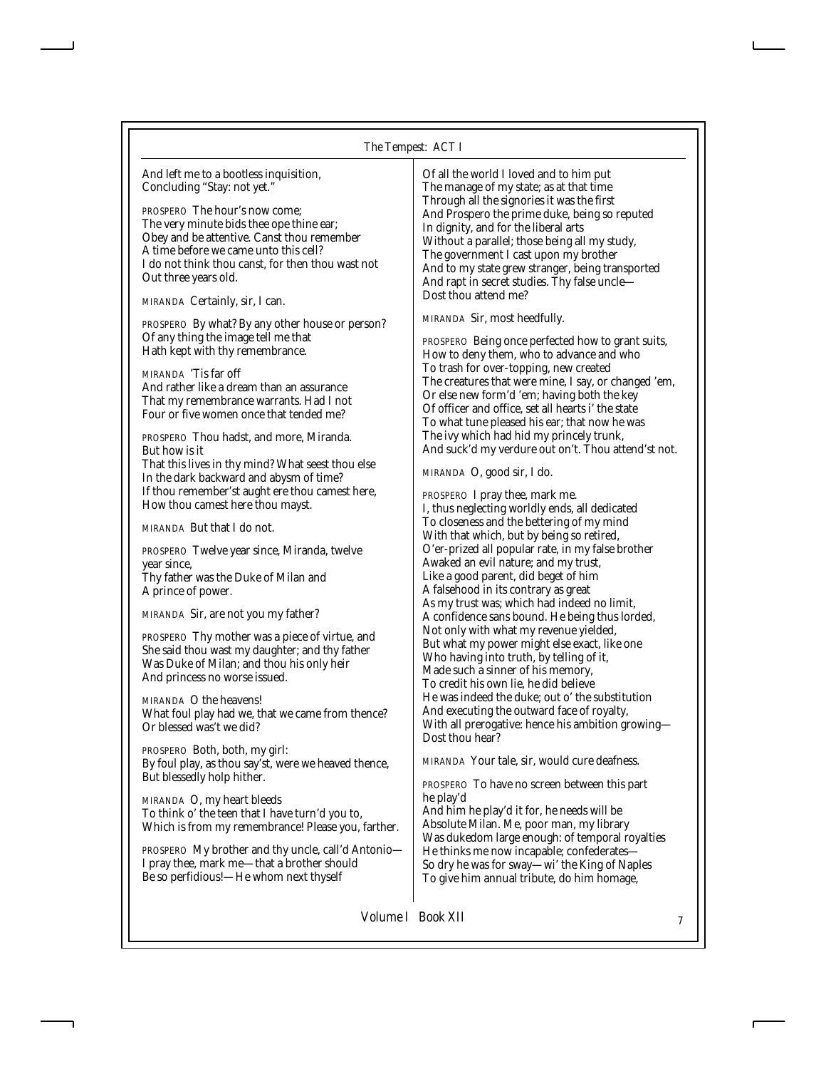And left me to a bootless inquisition,
Concluding "Stay: not yet."

PROSPERO The hour's now come;
The very minute bids thee ope thine ear;
Obey and be attentive. Canst thou remember
A time before we came unto this cell?
I do not think thou canst, for then thou wast not
Out three years old.

MIRANDA Certainly, sir, I can.

PROSPERO By what? By any other house or person?
Of any thing the image tell me that
Hath kept with thy remembrance.

MIRANDA 'Tis far off
And rather like a dream than an assurance
That my remembrance warrants. Had I not
Four or five women once that tended me?

PROSPERO Thou hadst, and more, Miranda.
But how is it
That this lives in thy mind? What seest thou else
In the dark backward and abysm of time?
If thou remember'st aught ere thou camest here,
How thou camest here thou mayst.

MIRANDA But that I do not.

PROSPERO Twelve year since, Miranda, twelve
year since,
Thy father was the Duke of Milan and
A prince of power.

MIRANDA Sir, are not you my father?

PROSPERO Thy mother was a piece of virtue, and
She said thou wast my daughter; and thy father
Was Duke of Milan; and thou his only heir
And princess no worse issued.

MIRANDA O the heavens!
What foul play had we, that we came from thence?
Or blessed was't we did?

PROSPERO Both, both, my girl:
By foul play, as thou say'st, were we heaved thence,
But blessedly holp hither.

MIRANDA O, my heart bleeds
To think o' the teen that I have turn'd you to,
Which is from my remembrance! Please you, farther.

PROSPERO My brother and thy uncle, call'd Antonio—
I pray thee, mark me—that a brother should
Be so perfidious!—He whom next thyself
Of all the world I loved and to him put
The manage of my state; as at that time
Through all the signories it was the first
And Prospero the prime duke, being so reputed
In dignity, and for the liberal arts
Without a parallel; those being all my study,
The government I cast upon my brother
And to my state grew stranger, being transported
And rapt in secret studies. Thy false uncle—
Dost thou attend me?

MIRANDA Sir, most heedfully.

PROSPERO Being once perfected how to grant suits,
How to deny them, who to advance and who
To trash for over-topping, new created
The creatures that were mine, I say, or changed 'em,
Or else new form'd 'em; having both the key
Of officer and office, set all hearts i' the state
To what tune pleased his ear; that now he was
The ivy which had hid my princely trunk,
And suck'd my verdure out on't. Thou attend'st not.

MIRANDA O, good sir, I do.

PROSPERO I pray thee, mark me.
I, thus neglecting worldly ends, all dedicated
To closeness and the bettering of my mind
With that which, but by being so retired,
O'er-prized all popular rate, in my false brother
Awaked an evil nature; and my trust,
Like a good parent, did beget of him
A falsehood in its contrary as great
As my trust was; which had indeed no limit,
A confidence sans bound. He being thus lorded,
Not only with what my revenue yielded,
But what my power might else exact, like one
Who having into truth, by telling of it,
Made such a sinner of his memory,
To credit his own lie, he did believe
He was indeed the duke; out o' the substitution
And executing the outward face of royalty,
With all prerogative: hence his ambition growing—
Dost thou hear?

MIRANDA Your tale, sir, would cure deafness.

PROSPERO To have no screen between this part
he play'd
And him he play'd it for, he needs will be
Absolute Milan. Me, poor man, my library
Was dukedom large enough: of temporal royalties
He thinks me now incapable; confederates—
So dry he was for sway—wi' the King of Naples
To give him annual tribute, do him homage,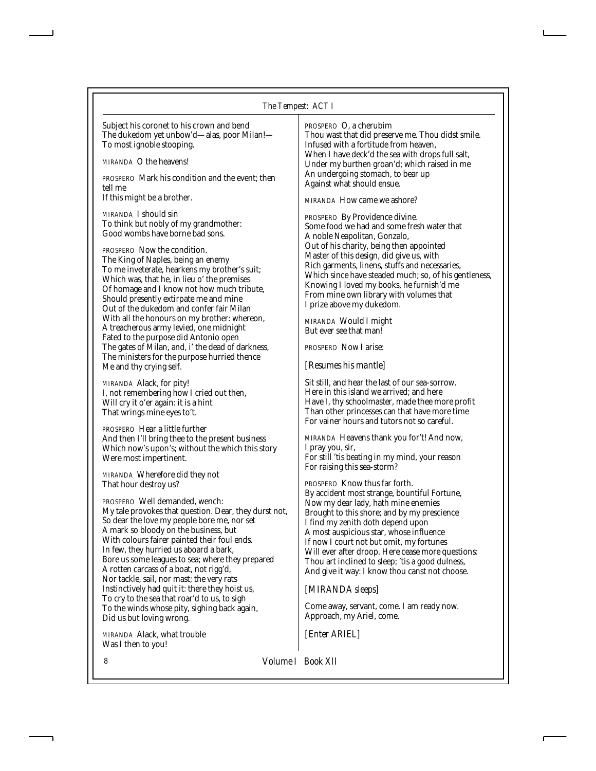Subject his coronet to his crown and bend
The dukedom yet unbow'd—alas, poor Milan!—
To most ignoble stooping.

MIRANDA O the heavens!

PROSPERO Mark his condition and the event; then tell me
If this might be a brother.

MIRANDA I should sin
To think but nobly of my grandmother:
Good wombs have borne bad sons.

PROSPERO Now the condition.
The King of Naples, being an enemy
To me inveterate, hearkens my brother's suit;
Which was, that he, in lieu o' the premises
Of homage and I know not how much tribute,
Should presently extirpate me and mine
Out of the dukedom and confer fair Milan
With all the honours on my brother: whereon,
A treacherous army levied, one midnight
Fated to the purpose did Antonio open
The gates of Milan, and, i' the dead of darkness,
The ministers for the purpose hurried thence
Me and thy crying self.

MIRANDA Alack, for pity!
I, not remembering how I cried out then,
Will cry it o'er again: it is a hint
That wrings mine eyes to't.

PROSPERO Hear a little further
And then I'll bring thee to the present business
Which now's upon's; without the which this story
Were most impertinent.

MIRANDA Wherefore did they not
That hour destroy us?

PROSPERO Well demanded, wench:
My tale provokes that question. Dear, they durst not,
So dear the love my people bore me, nor set
A mark so bloody on the business, but
With colours fairer painted their foul ends.
In few, they hurried us aboard a bark,
Bore us some leagues to sea; where they prepared
A rotten carcass of a boat, not rigg'd,
Nor tackle, sail, nor mast; the very rats
Instinctively had quit it: there they hoist us,
To cry to the sea that roar'd to us, to sigh
To the winds whose pity, sighing back again,
Did us but loving wrong.

MIRANDA Alack, what trouble
Was I then to you!

PROSPERO O, a cherubim
Thou wast that did preserve me. Thou didst smile.
Infused with a fortitude from heaven,
When I have deck'd the sea with drops full salt,
Under my burthen groan'd; which raised in me
An undergoing stomach, to bear up
Against what should ensue.

MIRANDA How came we ashore?

PROSPERO By Providence divine.
Some food we had and some fresh water that
A noble Neapolitan, Gonzalo,
Out of his charity, being then appointed
Master of this design, did give us, with
Rich garments, linens, stuffs and necessaries,
Which since have steaded much; so, of his gentleness,
Knowing I loved my books, he furnish'd me
From mine own library with volumes that
I prize above my dukedom.

MIRANDA Would I might
But ever see that man!

PROSPERO Now I arise:

*[Resumes his mantle]*

Sit still, and hear the last of our sea-sorrow.
Here in this island we arrived; and here
Have I, thy schoolmaster, made thee more profit
Than other princesses can that have more time
For vainer hours and tutors not so careful.

MIRANDA Heavens thank you for't! And now, I pray you, sir,
For still 'tis beating in my mind, your reason
For raising this sea-storm?

PROSPERO Know thus far forth.
By accident most strange, bountiful Fortune,
Now my dear lady, hath mine enemies
Brought to this shore; and by my prescience
I find my zenith doth depend upon
A most auspicious star, whose influence
If now I court not but omit, my fortunes
Will ever after droop. Here cease more questions:
Thou art inclined to sleep; 'tis a good dulness,
And give it way: I know thou canst not choose.

*[MIRANDA sleeps]*

Come away, servant, come. I am ready now.
Approach, my Ariel, come.

*[Enter ARIEL]*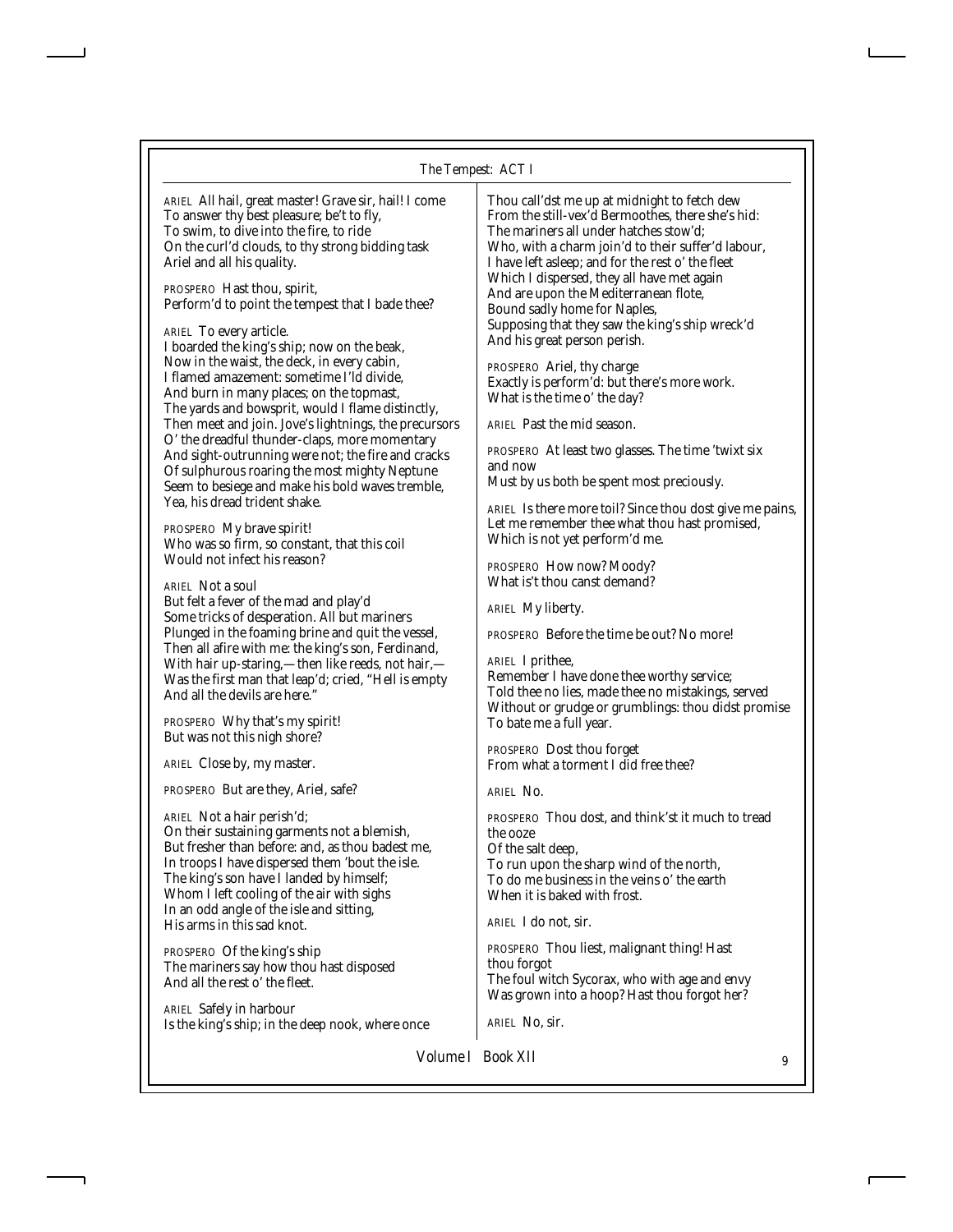ARIEL All hail, great master! Grave sir, hail! I come
To answer thy best pleasure; be't to fly,
To swim, to dive into the fire, to ride
On the curl'd clouds, to thy strong bidding task
Ariel and all his quality.

PROSPERO Hast thou, spirit,
Perform'd to point the tempest that I bade thee?

ARIEL To every article.
I boarded the king's ship; now on the beak,
Now in the waist, the deck, in every cabin,
I flamed amazement: sometime I'ld divide,
And burn in many places; on the topmast,
The yards and bowsprit, would I flame distinctly,
Then meet and join. Jove's lightnings, the precursors
O' the dreadful thunder-claps, more momentary
And sight-outrunning were not; the fire and cracks
Of sulphurous roaring the most mighty Neptune
Seem to besiege and make his bold waves tremble,
Yea, his dread trident shake.

PROSPERO My brave spirit!
Who was so firm, so constant, that this coil
Would not infect his reason?

ARIEL Not a soul
But felt a fever of the mad and play'd
Some tricks of desperation. All but mariners
Plunged in the foaming brine and quit the vessel,
Then all afire with me: the king's son, Ferdinand,
With hair up-staring,—then like reeds, not hair,—
Was the first man that leap'd; cried, "Hell is empty
And all the devils are here."

PROSPERO Why that's my spirit!
But was not this nigh shore?

ARIEL Close by, my master.

PROSPERO But are they, Ariel, safe?

ARIEL Not a hair perish'd;
On their sustaining garments not a blemish,
But fresher than before: and, as thou badest me,
In troops I have dispersed them 'bout the isle.
The king's son have I landed by himself;
Whom I left cooling of the air with sighs
In an odd angle of the isle and sitting,
His arms in this sad knot.

PROSPERO Of the king's ship
The mariners say how thou hast disposed
And all the rest o' the fleet.

ARIEL Safely in harbour
Is the king's ship; in the deep nook, where once
Thou call'dst me up at midnight to fetch dew
From the still-vex'd Bermoothes, there she's hid:
The mariners all under hatches stow'd;
Who, with a charm join'd to their suffer'd labour,
I have left asleep; and for the rest o' the fleet
Which I dispersed, they all have met again
And are upon the Mediterranean flote,
Bound sadly home for Naples,
Supposing that they saw the king's ship wreck'd
And his great person perish.

PROSPERO Ariel, thy charge
Exactly is perform'd: but there's more work.
What is the time o' the day?

ARIEL Past the mid season.

PROSPERO At least two glasses. The time 'twixt six and now
Must by us both be spent most preciously.

ARIEL Is there more toil? Since thou dost give me pains,
Let me remember thee what thou hast promised,
Which is not yet perform'd me.

PROSPERO How now? Moody?
What is't thou canst demand?

ARIEL My liberty.

PROSPERO Before the time be out? No more!

ARIEL I prithee,
Remember I have done thee worthy service;
Told thee no lies, made thee no mistakings, served
Without or grudge or grumblings: thou didst promise
To bate me a full year.

PROSPERO Dost thou forget
From what a torment I did free thee?

ARIEL No.

PROSPERO Thou dost, and think'st it much to tread the ooze
Of the salt deep,
To run upon the sharp wind of the north,
To do me business in the veins o' the earth
When it is baked with frost.

ARIEL I do not, sir.

PROSPERO Thou liest, malignant thing! Hast thou forgot
The foul witch Sycorax, who with age and envy
Was grown into a hoop? Hast thou forgot her?

ARIEL No, sir.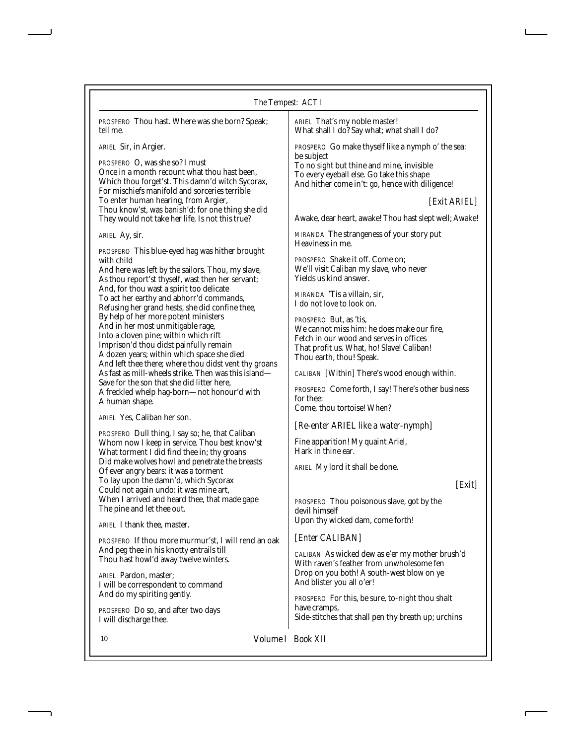PROSPERO Thou hast. Where was she born? Speak; tell me.

ARIEL Sir, in Argier.

PROSPERO O, was she so? I must
Once in a month recount what thou hast been,
Which thou forget'st. This damn'd witch Sycorax,
For mischiefs manifold and sorceries terrible
To enter human hearing, from Argier,
Thou know'st, was banish'd: for one thing she did
They would not take her life. Is not this true?

ARIEL Ay, sir.

PROSPERO This blue-eyed hag was hither brought with child
And here was left by the sailors. Thou, my slave,
As thou report'st thyself, wast then her servant;
And, for thou wast a spirit too delicate
To act her earthy and abhorr'd commands,
Refusing her grand hests, she did confine thee,
By help of her more potent ministers
And in her most unmitigable rage,
Into a cloven pine; within which rift
Imprison'd thou didst painfully remain
A dozen years; within which space she died
And left thee there; where thou didst vent thy groans
As fast as mill-wheels strike. Then was this island—
Save for the son that she did litter here,
A freckled whelp hag-born—not honour'd with
A human shape.

ARIEL Yes, Caliban her son.

PROSPERO Dull thing, I say so; he, that Caliban
Whom now I keep in service. Thou best know'st
What torment I did find thee in; thy groans
Did make wolves howl and penetrate the breasts
Of ever angry bears: it was a torment
To lay upon the damn'd, which Sycorax
Could not again undo: it was mine art,
When I arrived and heard thee, that made gape
The pine and let thee out.

ARIEL I thank thee, master.

PROSPERO If thou more murmur'st, I will rend an oak
And peg thee in his knotty entrails till
Thou hast howl'd away twelve winters.

ARIEL Pardon, master;
I will be correspondent to command
And do my spiriting gently.

PROSPERO Do so, and after two days
I will discharge thee.

ARIEL That's my noble master!
What shall I do? Say what; what shall I do?

PROSPERO Go make thyself like a nymph o' the sea: be subject
To no sight but thine and mine, invisible
To every eyeball else. Go take this shape
And hither come in't: go, hence with diligence!

*[Exit ARIEL]*

Awake, dear heart, awake! Thou hast slept well; Awake!

MIRANDA The strangeness of your story put
Heaviness in me.

PROSPERO Shake it off. Come on;
We'll visit Caliban my slave, who never
Yields us kind answer.

MIRANDA 'Tis a villain, sir,
I do not love to look on.

PROSPERO But, as 'tis,
We cannot miss him: he does make our fire,
Fetch in our wood and serves in offices
That profit us. What, ho! Slave! Caliban!
Thou earth, thou! Speak.

CALIBAN [Within] There's wood enough within.

PROSPERO Come forth, I say! There's other business for thee:
Come, thou tortoise! When?

*[Re-enter ARIEL like a water-nymph]*

Fine apparition! My quaint Ariel,
Hark in thine ear.

ARIEL My lord it shall be done.

*[Exit]*

PROSPERO Thou poisonous slave, got by the devil himself
Upon thy wicked dam, come forth!

*[Enter CALIBAN]*

CALIBAN As wicked dew as e'er my mother brush'd
With raven's feather from unwholesome fen
Drop on you both! A south-west blow on ye
And blister you all o'er!

PROSPERO For this, be sure, to-night thou shalt have cramps,
Side-stitches that shall pen thy breath up; urchins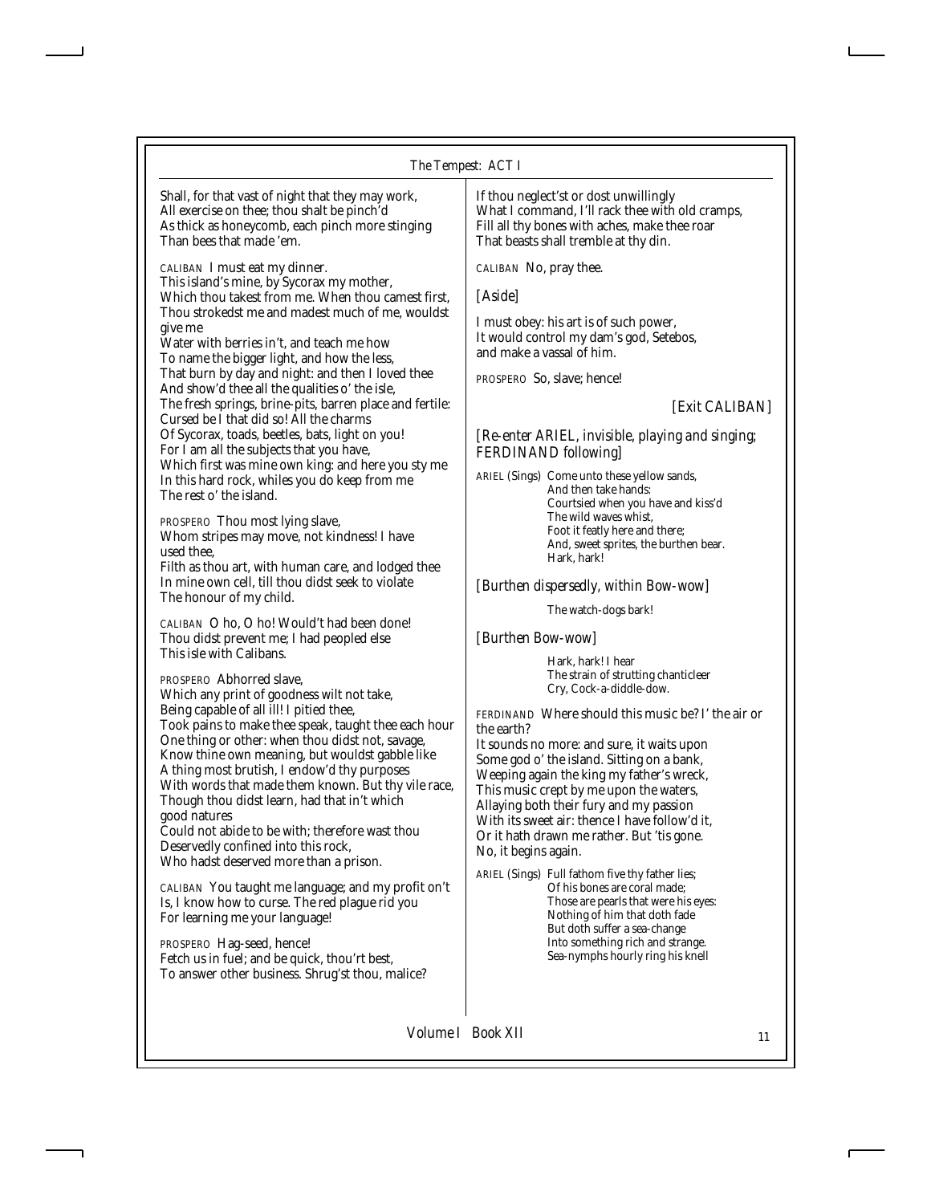Shall, for that vast of night that they may work,
All exercise on thee; thou shalt be pinch'd
As thick as honeycomb, each pinch more stinging
Than bees that made 'em.

CALIBAN I must eat my dinner.
This island's mine, by Sycorax my mother,
Which thou takest from me. When thou camest first,
Thou strokedst me and madest much of me, wouldst give me
Water with berries in't, and teach me how
To name the bigger light, and how the less,
That burn by day and night: and then I loved thee
And show'd thee all the qualities o' the isle,
The fresh springs, brine-pits, barren place and fertile:
Cursed be I that did so! All the charms
Of Sycorax, toads, beetles, bats, light on you!
For I am all the subjects that you have,
Which first was mine own king: and here you sty me
In this hard rock, whiles you do keep from me
The rest o' the island.

PROSPERO Thou most lying slave,
Whom stripes may move, not kindness! I have used thee,
Filth as thou art, with human care, and lodged thee
In mine own cell, till thou didst seek to violate
The honour of my child.

CALIBAN O ho, O ho! Would't had been done!
Thou didst prevent me; I had peopled else
This isle with Calibans.

PROSPERO Abhorred slave,
Which any print of goodness wilt not take,
Being capable of all ill! I pitied thee,
Took pains to make thee speak, taught thee each hour
One thing or other: when thou didst not, savage,
Know thine own meaning, but wouldst gabble like
A thing most brutish, I endow'd thy purposes
With words that made them known. But thy vile race,
Though thou didst learn, had that in't which good natures
Could not abide to be with; therefore wast thou
Deservedly confined into this rock,
Who hadst deserved more than a prison.

CALIBAN You taught me language; and my profit on't
Is, I know how to curse. The red plague rid you
For learning me your language!

PROSPERO Hag-seed, hence!
Fetch us in fuel; and be quick, thou'rt best,
To answer other business. Shrug'st thou, malice?
If thou neglect'st or dost unwillingly
What I command, I'll rack thee with old cramps,
Fill all thy bones with aches, make thee roar
That beasts shall tremble at thy din.

CALIBAN No, pray thee.

*[Aside]*

I must obey: his art is of such power,
It would control my dam's god, Setebos,
and make a vassal of him.

PROSPERO So, slave; hence!

*[Exit CALIBAN]*

*[Re-enter ARIEL, invisible, playing and singing; FERDINAND following]*

ARIEL (Sings) Come unto these yellow sands,
And then take hands:
Courtsied when you have and kiss'd
The wild waves whist,
Foot it featly here and there;
And, sweet sprites, the burthen bear.
Hark, hark!

*[Burthen dispersedly, within Bow-wow]*

The watch-dogs bark!

*[Burthen Bow-wow]*

Hark, hark! I hear
The strain of strutting chanticleer
Cry, Cock-a-diddle-dow.

FERDINAND Where should this music be? I' the air or the earth?
It sounds no more: and sure, it waits upon
Some god o' the island. Sitting on a bank,
Weeping again the king my father's wreck,
This music crept by me upon the waters,
Allaying both their fury and my passion
With its sweet air: thence I have follow'd it,
Or it hath drawn me rather. But 'tis gone.
No, it begins again.

ARIEL (Sings) Full fathom five thy father lies;
Of his bones are coral made;
Those are pearls that were his eyes:
Nothing of him that doth fade
But doth suffer a sea-change
Into something rich and strange.
Sea-nymphs hourly ring his knell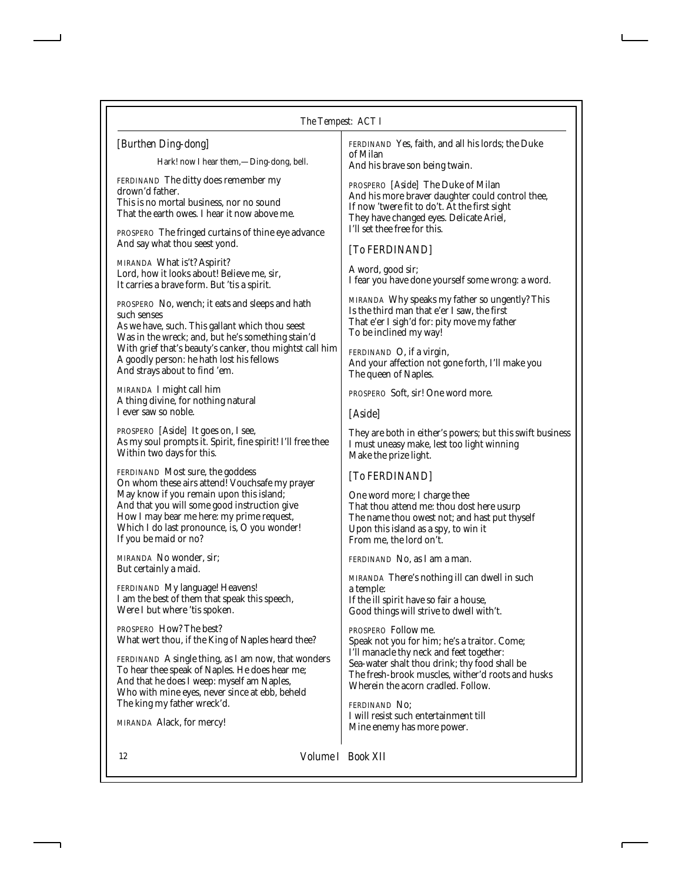[Burthen Ding-dong]

Hark! now I hear them,—Ding-dong, bell.

FERDINAND The ditty does remember my drown'd father.
This is no mortal business, nor no sound
That the earth owes. I hear it now above me.

PROSPERO The fringed curtains of thine eye advance
And say what thou seest yond.

MIRANDA What is't? A spirit?
Lord, how it looks about! Believe me, sir,
It carries a brave form. But 'tis a spirit.

PROSPERO No, wench; it eats and sleeps and hath such senses
As we have, such. This gallant which thou seest
Was in the wreck; and, but he's something stain'd
With grief that's beauty's canker, thou mightst call him
A goodly person: he hath lost his fellows
And strays about to find 'em.

MIRANDA I might call him
A thing divine, for nothing natural
I ever saw so noble.

PROSPERO [Aside] It goes on, I see,
As my soul prompts it. Spirit, fine spirit! I'll free thee
Within two days for this.

FERDINAND Most sure, the goddess
On whom these airs attend! Vouchsafe my prayer
May know if you remain upon this island;
And that you will some good instruction give
How I may bear me here: my prime request,
Which I do last pronounce, is, O you wonder!
If you be maid or no?

MIRANDA No wonder, sir;
But certainly a maid.

FERDINAND My language! Heavens!
I am the best of them that speak this speech,
Were I but where 'tis spoken.

PROSPERO How? The best?
What wert thou, if the King of Naples heard thee?

FERDINAND A single thing, as I am now, that wonders
To hear thee speak of Naples. He does hear me;
And that he does I weep: myself am Naples,
Who with mine eyes, never since at ebb, beheld
The king my father wreck'd.

MIRANDA Alack, for mercy!

FERDINAND Yes, faith, and all his lords; the Duke of Milan
And his brave son being twain.

PROSPERO [Aside] The Duke of Milan
And his more braver daughter could control thee,
If now 'twere fit to do't. At the first sight
They have changed eyes. Delicate Ariel,
I'll set thee free for this.

[To FERDINAND]

A word, good sir;
I fear you have done yourself some wrong: a word.

MIRANDA Why speaks my father so ungently? This
Is the third man that e'er I saw, the first
That e'er I sigh'd for: pity move my father
To be inclined my way!

FERDINAND O, if a virgin,
And your affection not gone forth, I'll make you
The queen of Naples.

PROSPERO Soft, sir! One word more.

[Aside]

They are both in either's powers; but this swift business
I must uneasy make, lest too light winning
Make the prize light.

[To FERDINAND]

One word more; I charge thee
That thou attend me: thou dost here usurp
The name thou owest not; and hast put thyself
Upon this island as a spy, to win it
From me, the lord on't.

FERDINAND No, as I am a man.

MIRANDA There's nothing ill can dwell in such a temple:
If the ill spirit have so fair a house,
Good things will strive to dwell with't.

PROSPERO Follow me.
Speak not you for him; he's a traitor. Come;
I'll manacle thy neck and feet together:
Sea-water shalt thou drink; thy food shall be
The fresh-brook muscles, wither'd roots and husks
Wherein the acorn cradled. Follow.

FERDINAND No;
I will resist such entertainment till
Mine enemy has more power.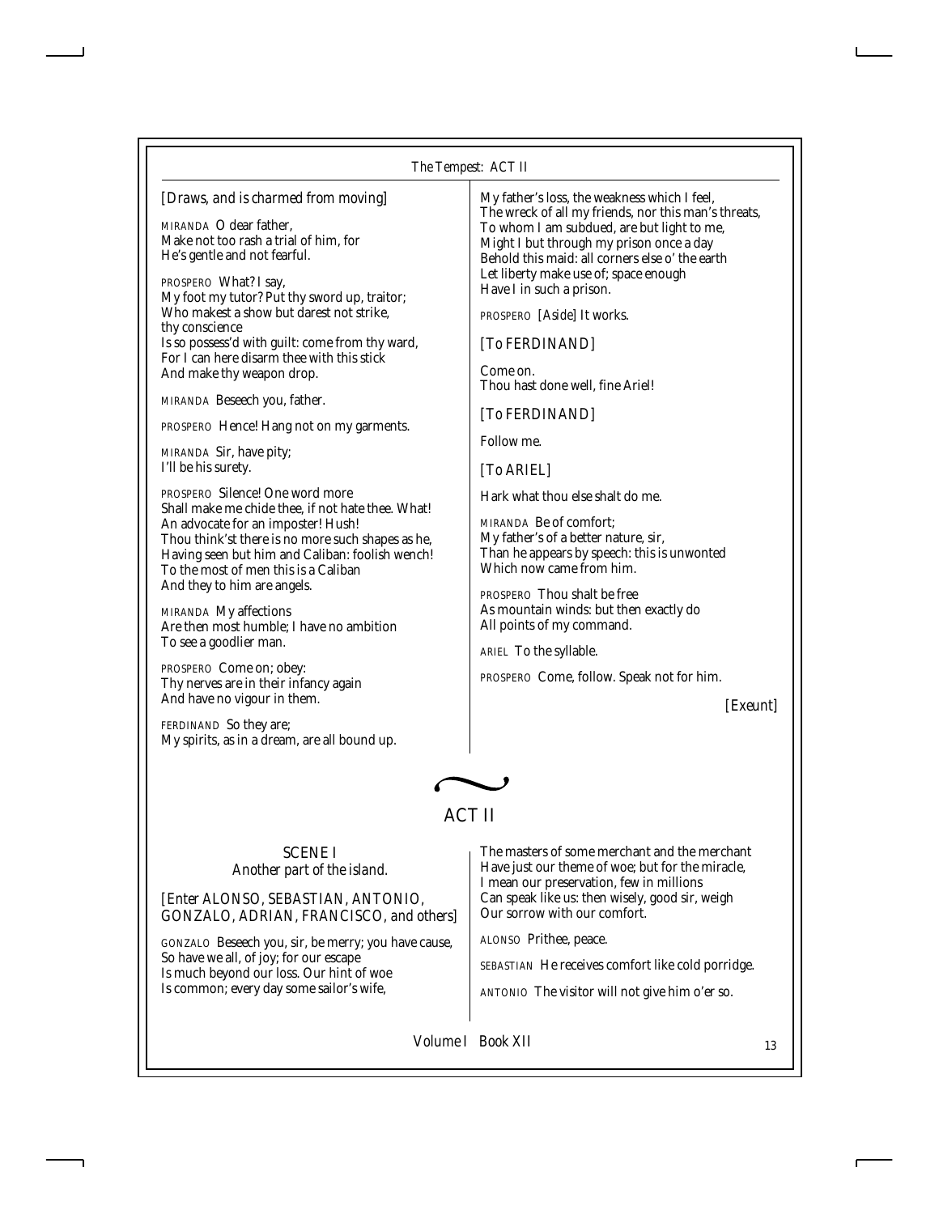[*Draws, and is charmed from moving*]

MIRANDA O dear father,
Make not too rash a trial of him, for
He's gentle and not fearful.

PROSPERO What? I say,
My foot my tutor? Put thy sword up, traitor;
Who makest a show but darest not strike,
thy conscience
Is so possess'd with guilt: come from thy ward,
For I can here disarm thee with this stick
And make thy weapon drop.

MIRANDA Beseech you, father.

PROSPERO Hence! Hang not on my garments.

MIRANDA Sir, have pity;
I'll be his surety.

PROSPERO Silence! One word more
Shall make me chide thee, if not hate thee. What!
An advocate for an imposter! Hush!
Thou think'st there is no more such shapes as he,
Having seen but him and Caliban: foolish wench!
To the most of men this is a Caliban
And they to him are angels.

MIRANDA My affections
Are then most humble; I have no ambition
To see a goodlier man.

PROSPERO Come on; obey:
Thy nerves are in their infancy again
And have no vigour in them.

FERDINAND So they are;
My spirits, as in a dream, are all bound up.
My father's loss, the weakness which I feel,
The wreck of all my friends, nor this man's threats,
To whom I am subdued, are but light to me,
Might I but through my prison once a day
Behold this maid: all corners else o' the earth
Let liberty make use of; space enough
Have I in such a prison.

PROSPERO [*Aside*] It works.

[*To FERDINAND*]

Come on.
Thou hast done well, fine Ariel!

[*To FERDINAND*]

Follow me.

[*To ARIEL*]

Hark what thou else shalt do me.

MIRANDA Be of comfort;
My father's of a better nature, sir,
Than he appears by speech: this is unwonted
Which now came from him.

PROSPERO Thou shalt be free
As mountain winds: but then exactly do
All points of my command.

ARIEL To the syllable.

PROSPERO Come, follow. Speak not for him.

[*Exeunt*]

## ACT II

### SCENE I

*Another part of the island.*

[*Enter ALONSO, SEBASTIAN, ANTONIO, GONZALO, ADRIAN, FRANCISCO, and others*]

GONZALO Beseech you, sir, be merry; you have cause,
So have we all, of joy; for our escape
Is much beyond our loss. Our hint of woe
Is common; every day some sailor's wife,
The masters of some merchant and the merchant
Have just our theme of woe; but for the miracle,
I mean our preservation, few in millions
Can speak like us: then wisely, good sir, weigh
Our sorrow with our comfort.

ALONSO Prithee, peace.

SEBASTIAN He receives comfort like cold porridge.

ANTONIO The visitor will not give him o'er so.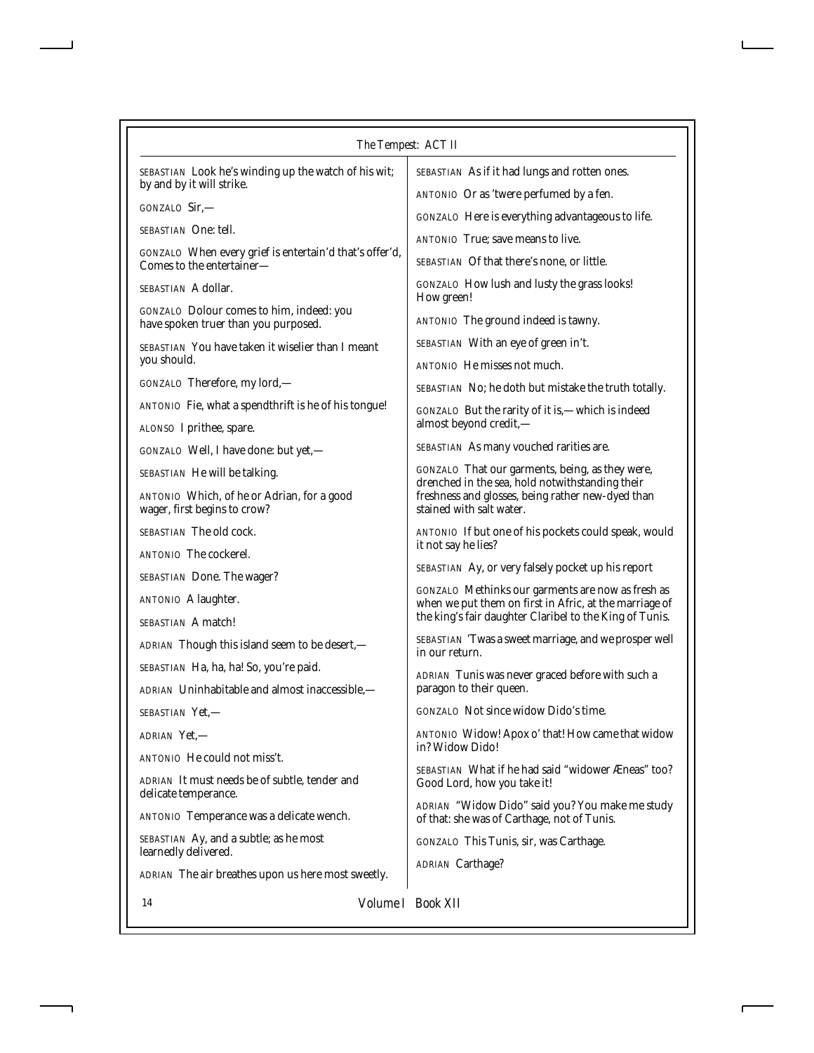SEBASTIAN Look he's winding up the watch of his wit; by and by it will strike.

GONZALO Sir,—

SEBASTIAN One: tell.

GONZALO When every grief is entertain'd that's offer'd, Comes to the entertainer—

SEBASTIAN A dollar.

GONZALO Dolour comes to him, indeed: you have spoken truer than you purposed.

SEBASTIAN You have taken it wiselier than I meant you should.

GONZALO Therefore, my lord,—

ANTONIO Fie, what a spendthrift is he of his tongue!

ALONSO I prithee, spare.

GONZALO Well, I have done: but yet,—

SEBASTIAN He will be talking.

ANTONIO Which, of he or Adrian, for a good wager, first begins to crow?

SEBASTIAN The old cock.

ANTONIO The cockerel.

SEBASTIAN Done. The wager?

ANTONIO A laughter.

SEBASTIAN A match!

ADRIAN Though this island seem to be desert,—

SEBASTIAN Ha, ha, ha! So, you're paid.

ADRIAN Uninhabitable and almost inaccessible,—

SEBASTIAN Yet,—

ADRIAN Yet,—

ANTONIO He could not miss't.

ADRIAN It must needs be of subtle, tender and delicate temperance.

ANTONIO Temperance was a delicate wench.

SEBASTIAN Ay, and a subtle; as he most learnedly delivered.

ADRIAN The air breathes upon us here most sweetly.

SEBASTIAN As if it had lungs and rotten ones.

ANTONIO Or as 'twere perfumed by a fen.

GONZALO Here is everything advantageous to life.

ANTONIO True; save means to live.

SEBASTIAN Of that there's none, or little.

GONZALO How lush and lusty the grass looks! How green!

ANTONIO The ground indeed is tawny.

SEBASTIAN With an eye of green in't.

ANTONIO He misses not much.

SEBASTIAN No; he doth but mistake the truth totally.

GONZALO But the rarity of it is,—which is indeed almost beyond credit,—

SEBASTIAN As many vouched rarities are.

GONZALO That our garments, being, as they were, drenched in the sea, hold notwithstanding their freshness and glosses, being rather new-dyed than stained with salt water.

ANTONIO If but one of his pockets could speak, would it not say he lies?

SEBASTIAN Ay, or very falsely pocket up his report

GONZALO Methinks our garments are now as fresh as when we put them on first in Afric, at the marriage of the king's fair daughter Claribel to the King of Tunis.

SEBASTIAN 'Twas a sweet marriage, and we prosper well in our return.

ADRIAN Tunis was never graced before with such a paragon to their queen.

GONZALO Not since widow Dido's time.

ANTONIO Widow! A pox o' that! How came that widow in? Widow Dido!

SEBASTIAN What if he had said "widower Æneas" too? Good Lord, how you take it!

ADRIAN "Widow Dido" said you? You make me study of that: she was of Carthage, not of Tunis.

GONZALO This Tunis, sir, was Carthage.

ADRIAN Carthage?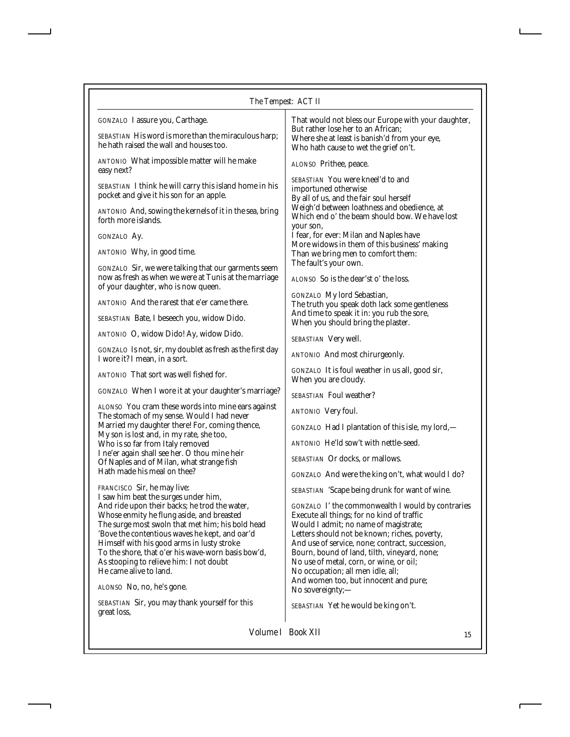GONZALO I assure you, Carthage.

SEBASTIAN His word is more than the miraculous harp; he hath raised the wall and houses too.

ANTONIO What impossible matter will he make easy next?

SEBASTIAN I think he will carry this island home in his pocket and give it his son for an apple.

ANTONIO And, sowing the kernels of it in the sea, bring forth more islands.

GONZALO Ay.

ANTONIO Why, in good time.

GONZALO Sir, we were talking that our garments seem now as fresh as when we were at Tunis at the marriage of your daughter, who is now queen.

ANTONIO And the rarest that e'er came there.

SEBASTIAN Bate, I beseech you, widow Dido.

ANTONIO O, widow Dido! Ay, widow Dido.

GONZALO Is not, sir, my doublet as fresh as the first day I wore it? I mean, in a sort.

ANTONIO That sort was well fished for.

GONZALO When I wore it at your daughter's marriage?

ALONSO You cram these words into mine ears against
The stomach of my sense. Would I had never
Married my daughter there! For, coming thence,
My son is lost and, in my rate, she too,
Who is so far from Italy removed
I ne'er again shall see her. O thou mine heir
Of Naples and of Milan, what strange fish
Hath made his meal on thee?

FRANCISCO Sir, he may live:
I saw him beat the surges under him,
And ride upon their backs; he trod the water,
Whose enmity he flung aside, and breasted
The surge most swoln that met him; his bold head
'Bove the contentious waves he kept, and oar'd
Himself with his good arms in lusty stroke
To the shore, that o'er his wave-worn basis bow'd,
As stooping to relieve him: I not doubt
He came alive to land.

ALONSO No, no, he's gone.

SEBASTIAN Sir, you may thank yourself for this great loss,
That would not bless our Europe with your daughter,
But rather lose her to an African;
Where she at least is banish'd from your eye,
Who hath cause to wet the grief on't.

ALONSO Prithee, peace.

SEBASTIAN You were kneel'd to and importuned otherwise
By all of us, and the fair soul herself
Weigh'd between loathness and obedience, at
Which end o' the beam should bow. We have lost your son,
I fear, for ever: Milan and Naples have
More widows in them of this business' making
Than we bring men to comfort them:
The fault's your own.

ALONSO So is the dear'st o' the loss.

GONZALO My lord Sebastian,
The truth you speak doth lack some gentleness
And time to speak it in: you rub the sore,
When you should bring the plaster.

SEBASTIAN Very well.

ANTONIO And most chirurgeonly.

GONZALO It is foul weather in us all, good sir,
When you are cloudy.

SEBASTIAN Foul weather?

ANTONIO Very foul.

GONZALO Had I plantation of this isle, my lord,—

ANTONIO He'ld sow't with nettle-seed.

SEBASTIAN Or docks, or mallows.

GONZALO And were the king on't, what would I do?

SEBASTIAN 'Scape being drunk for want of wine.

GONZALO I' the commonwealth I would by contraries
Execute all things; for no kind of traffic
Would I admit; no name of magistrate;
Letters should not be known; riches, poverty,
And use of service, none; contract, succession,
Bourn, bound of land, tilth, vineyard, none;
No use of metal, corn, or wine, or oil;
No occupation; all men idle, all;
And women too, but innocent and pure;
No sovereignty;—

SEBASTIAN Yet he would be king on't.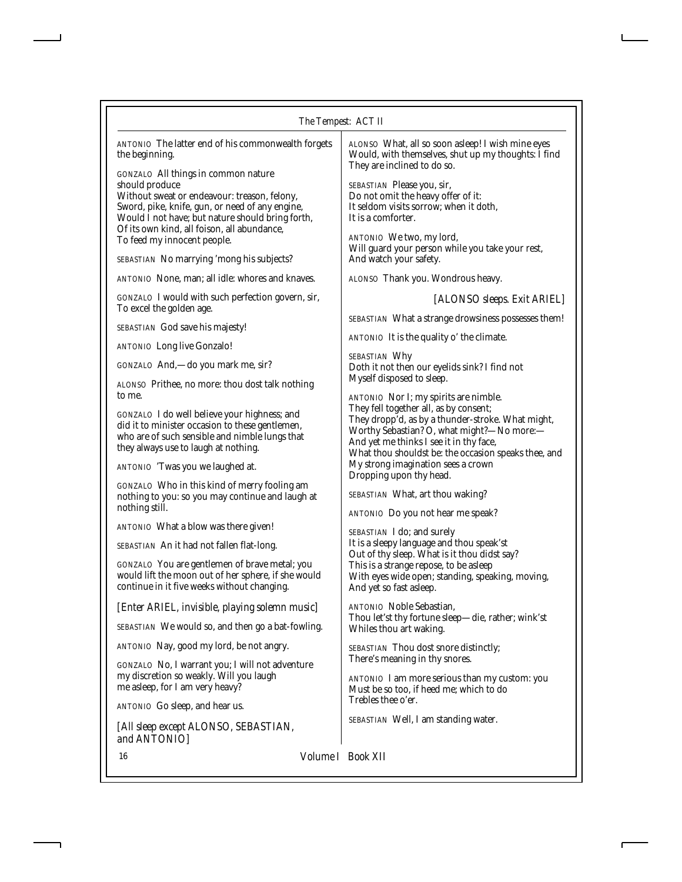ANTONIO The latter end of his commonwealth forgets the beginning.

GONZALO All things in common nature
should produce
Without sweat or endeavour: treason, felony,
Sword, pike, knife, gun, or need of any engine,
Would I not have; but nature should bring forth,
Of its own kind, all foison, all abundance,
To feed my innocent people.

SEBASTIAN No marrying 'mong his subjects?

ANTONIO None, man; all idle: whores and knaves.

GONZALO I would with such perfection govern, sir,
To excel the golden age.

SEBASTIAN God save his majesty!

ANTONIO Long live Gonzalo!

GONZALO And,—do you mark me, sir?

ALONSO Prithee, no more: thou dost talk nothing to me.

GONZALO I do well believe your highness; and did it to minister occasion to these gentlemen, who are of such sensible and nimble lungs that they always use to laugh at nothing.

ANTONIO 'Twas you we laughed at.

GONZALO Who in this kind of merry fooling am nothing to you: so you may continue and laugh at nothing still.

ANTONIO What a blow was there given!

SEBASTIAN An it had not fallen flat-long.

GONZALO You are gentlemen of brave metal; you would lift the moon out of her sphere, if she would continue in it five weeks without changing.

*[Enter ARIEL, invisible, playing solemn music]*

SEBASTIAN We would so, and then go a bat-fowling.

ANTONIO Nay, good my lord, be not angry.

GONZALO No, I warrant you; I will not adventure my discretion so weakly. Will you laugh me asleep, for I am very heavy?

ANTONIO Go sleep, and hear us.

*[All sleep except ALONSO, SEBASTIAN, and ANTONIO]*

ALONSO What, all so soon asleep! I wish mine eyes
Would, with themselves, shut up my thoughts: I find
They are inclined to do so.

SEBASTIAN Please you, sir,
Do not omit the heavy offer of it:
It seldom visits sorrow; when it doth,
It is a comforter.

ANTONIO We two, my lord,
Will guard your person while you take your rest,
And watch your safety.

ALONSO Thank you. Wondrous heavy.

*[ALONSO sleeps. Exit ARIEL]*

SEBASTIAN What a strange drowsiness possesses them!

ANTONIO It is the quality o' the climate.

SEBASTIAN Why
Doth it not then our eyelids sink? I find not
Myself disposed to sleep.

ANTONIO Nor I; my spirits are nimble.
They fell together all, as by consent;
They dropp'd, as by a thunder-stroke. What might,
Worthy Sebastian? O, what might?—No more:—
And yet me thinks I see it in thy face,
What thou shouldst be: the occasion speaks thee, and
My strong imagination sees a crown
Dropping upon thy head.

SEBASTIAN What, art thou waking?

ANTONIO Do you not hear me speak?

SEBASTIAN I do; and surely
It is a sleepy language and thou speak'st
Out of thy sleep. What is it thou didst say?
This is a strange repose, to be asleep
With eyes wide open; standing, speaking, moving,
And yet so fast asleep.

ANTONIO Noble Sebastian,
Thou let'st thy fortune sleep—die, rather; wink'st
Whiles thou art waking.

SEBASTIAN Thou dost snore distinctly;
There's meaning in thy snores.

ANTONIO I am more serious than my custom: you
Must be so too, if heed me; which to do
Trebles thee o'er.

SEBASTIAN Well, I am standing water.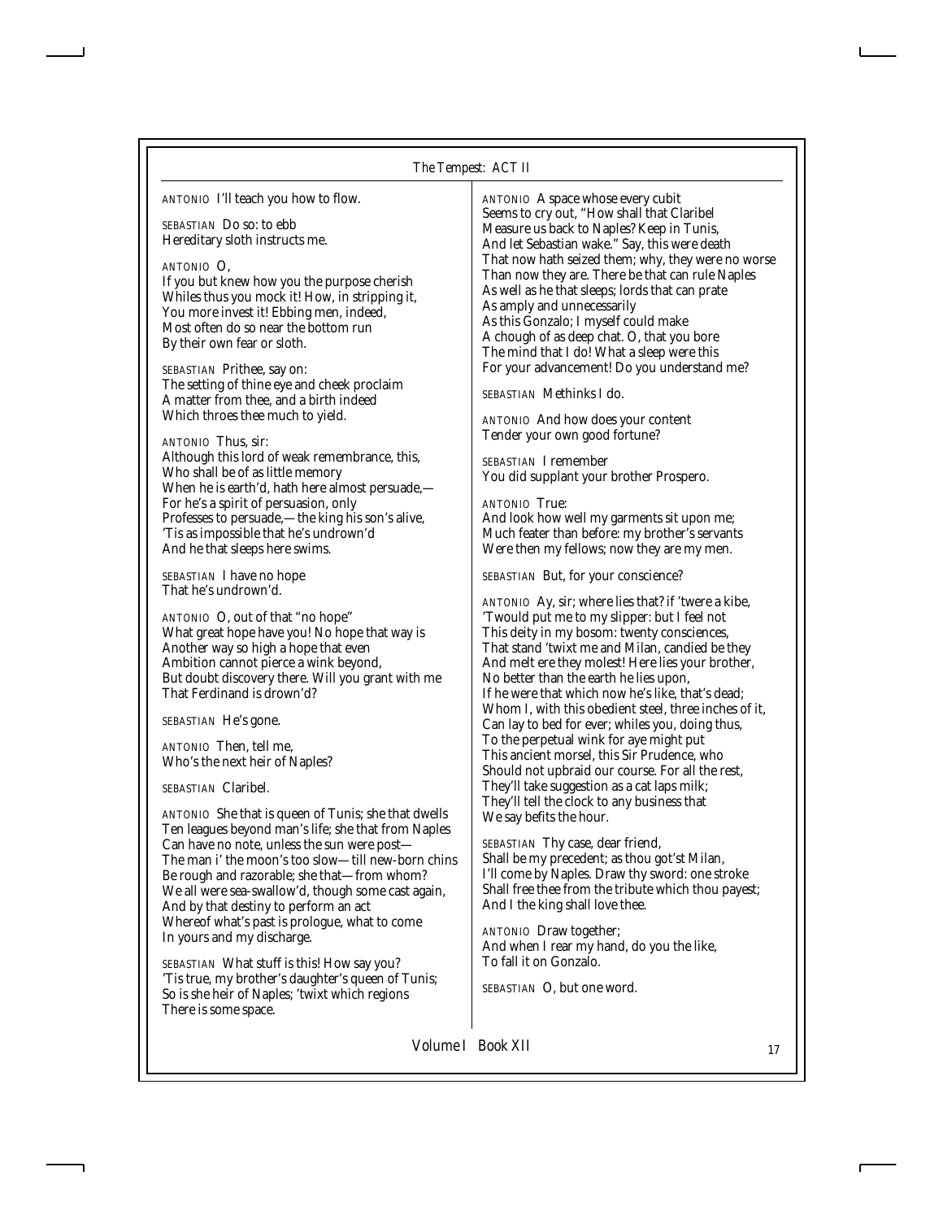ANTONIO I'll teach you how to flow.

SEBASTIAN Do so: to ebb
Hereditary sloth instructs me.

ANTONIO O,
If you but knew how you the purpose cherish
Whiles thus you mock it! How, in stripping it,
You more invest it! Ebbing men, indeed,
Most often do so near the bottom run
By their own fear or sloth.

SEBASTIAN Prithee, say on:
The setting of thine eye and cheek proclaim
A matter from thee, and a birth indeed
Which throes thee much to yield.

ANTONIO Thus, sir:
Although this lord of weak remembrance, this,
Who shall be of as little memory
When he is earth'd, hath here almost persuade,—
For he's a spirit of persuasion, only
Professes to persuade,—the king his son's alive,
'Tis as impossible that he's undrown'd
And he that sleeps here swims.

SEBASTIAN I have no hope
That he's undrown'd.

ANTONIO O, out of that "no hope"
What great hope have you! No hope that way is
Another way so high a hope that even
Ambition cannot pierce a wink beyond,
But doubt discovery there. Will you grant with me
That Ferdinand is drown'd?

SEBASTIAN He's gone.

ANTONIO Then, tell me,
Who's the next heir of Naples?

SEBASTIAN Claribel.

ANTONIO She that is queen of Tunis; she that dwells
Ten leagues beyond man's life; she that from Naples
Can have no note, unless the sun were post—
The man i' the moon's too slow—till new-born chins
Be rough and razorable; she that—from whom?
We all were sea-swallow'd, though some cast again,
And by that destiny to perform an act
Whereof what's past is prologue, what to come
In yours and my discharge.

SEBASTIAN What stuff is this! How say you?
'Tis true, my brother's daughter's queen of Tunis;
So is she heir of Naples; 'twixt which regions
There is some space.

ANTONIO A space whose every cubit
Seems to cry out, "How shall that Claribel
Measure us back to Naples? Keep in Tunis,
And let Sebastian wake." Say, this were death
That now hath seized them; why, they were no worse
Than now they are. There be that can rule Naples
As well as he that sleeps; lords that can prate
As amply and unnecessarily
As this Gonzalo; I myself could make
A chough of as deep chat. O, that you bore
The mind that I do! What a sleep were this
For your advancement! Do you understand me?

SEBASTIAN Methinks I do.

ANTONIO And how does your content
Tender your own good fortune?

SEBASTIAN I remember
You did supplant your brother Prospero.

ANTONIO True:
And look how well my garments sit upon me;
Much feater than before: my brother's servants
Were then my fellows; now they are my men.

SEBASTIAN But, for your conscience?

ANTONIO Ay, sir; where lies that? if 'twere a kibe,
'Twould put me to my slipper: but I feel not
This deity in my bosom: twenty consciences,
That stand 'twixt me and Milan, candied be they
And melt ere they molest! Here lies your brother,
No better than the earth he lies upon,
If he were that which now he's like, that's dead;
Whom I, with this obedient steel, three inches of it,
Can lay to bed for ever; whiles you, doing thus,
To the perpetual wink for aye might put
This ancient morsel, this Sir Prudence, who
Should not upbraid our course. For all the rest,
They'll take suggestion as a cat laps milk;
They'll tell the clock to any business that
We say befits the hour.

SEBASTIAN Thy case, dear friend,
Shall be my precedent; as thou got'st Milan,
I'll come by Naples. Draw thy sword: one stroke
Shall free thee from the tribute which thou payest;
And I the king shall love thee.

ANTONIO Draw together;
And when I rear my hand, do you the like,
To fall it on Gonzalo.

SEBASTIAN O, but one word.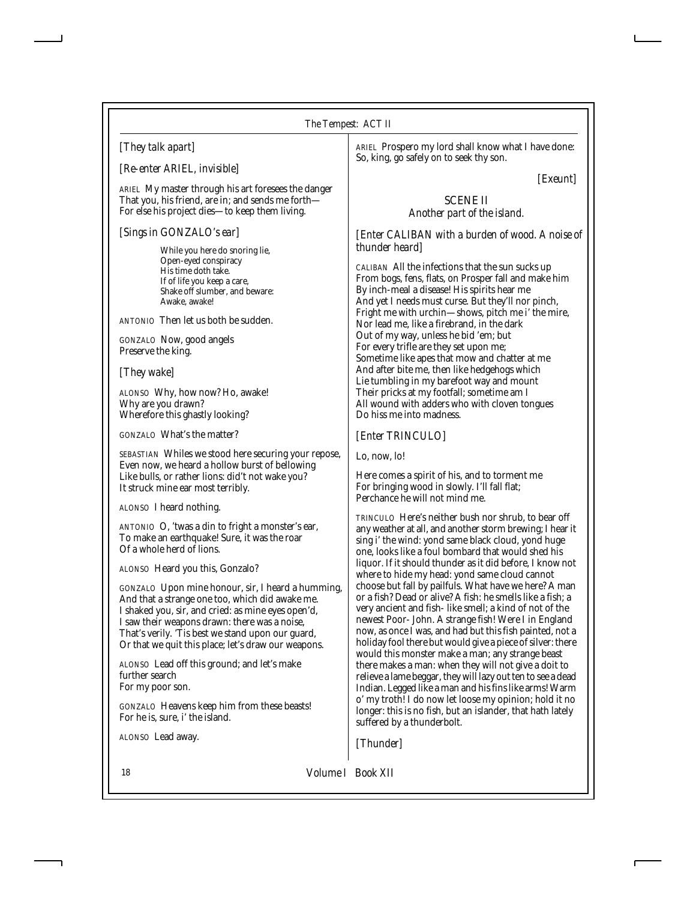[They talk apart]

[Re-enter ARIEL, invisible]

ARIEL My master through his art foresees the danger
That you, his friend, are in; and sends me forth—
For else his project dies—to keep them living.

[Sings in GONZALO's ear]

> While you here do snoring lie,
> Open-eyed conspiracy
> His time doth take.
> If of life you keep a care,
> Shake off slumber, and beware:
> Awake, awake!

ANTONIO Then let us both be sudden.

GONZALO Now, good angels
Preserve the king.

[They wake]

ALONSO Why, how now? Ho, awake!
Why are you drawn?
Wherefore this ghastly looking?

GONZALO What's the matter?

SEBASTIAN Whiles we stood here securing your repose,
Even now, we heard a hollow burst of bellowing
Like bulls, or rather lions: did't not wake you?
It struck mine ear most terribly.

ALONSO I heard nothing.

ANTONIO O, 'twas a din to fright a monster's ear,
To make an earthquake! Sure, it was the roar
Of a whole herd of lions.

ALONSO Heard you this, Gonzalo?

GONZALO Upon mine honour, sir, I heard a humming,
And that a strange one too, which did awake me.
I shaked you, sir, and cried: as mine eyes open'd,
I saw their weapons drawn: there was a noise,
That's verily. 'Tis best we stand upon our guard,
Or that we quit this place; let's draw our weapons.

ALONSO Lead off this ground; and let's make
further search
For my poor son.

GONZALO Heavens keep him from these beasts!
For he is, sure, i' the island.

ALONSO Lead away.

ARIEL Prospero my lord shall know what I have done:
So, king, go safely on to seek thy son.

[Exeunt]

## SCENE II

*Another part of the island.*

[Enter CALIBAN with a burden of wood. A noise of thunder heard]

CALIBAN All the infections that the sun sucks up
From bogs, fens, flats, on Prosper fall and make him
By inch-meal a disease! His spirits hear me
And yet I needs must curse. But they'll nor pinch,
Fright me with urchin—shows, pitch me i' the mire,
Nor lead me, like a firebrand, in the dark
Out of my way, unless he bid 'em; but
For every trifle are they set upon me;
Sometime like apes that mow and chatter at me
And after bite me, then like hedgehogs which
Lie tumbling in my barefoot way and mount
Their pricks at my footfall; sometime am I
All wound with adders who with cloven tongues
Do hiss me into madness.

[Enter TRINCULO]

Lo, now, lo!

Here comes a spirit of his, and to torment me
For bringing wood in slowly. I'll fall flat;
Perchance he will not mind me.

TRINCULO Here's neither bush nor shrub, to bear off any weather at all, and another storm brewing; I hear it sing i' the wind: yond same black cloud, yond huge one, looks like a foul bombard that would shed his liquor. If it should thunder as it did before, I know not where to hide my head: yond same cloud cannot choose but fall by pailfuls. What have we here? A man or a fish? Dead or alive? A fish: he smells like a fish; a very ancient and fish- like smell; a kind of not of the newest Poor- John. A strange fish! Were I in England now, as once I was, and had but this fish painted, not a holiday fool there but would give a piece of silver: there would this monster make a man; any strange beast there makes a man: when they will not give a doit to relieve a lame beggar, they will lazy out ten to see a dead Indian. Legged like a man and his fins like arms! Warm o' my troth! I do now let loose my opinion; hold it no longer: this is no fish, but an islander, that hath lately suffered by a thunderbolt.

[Thunder]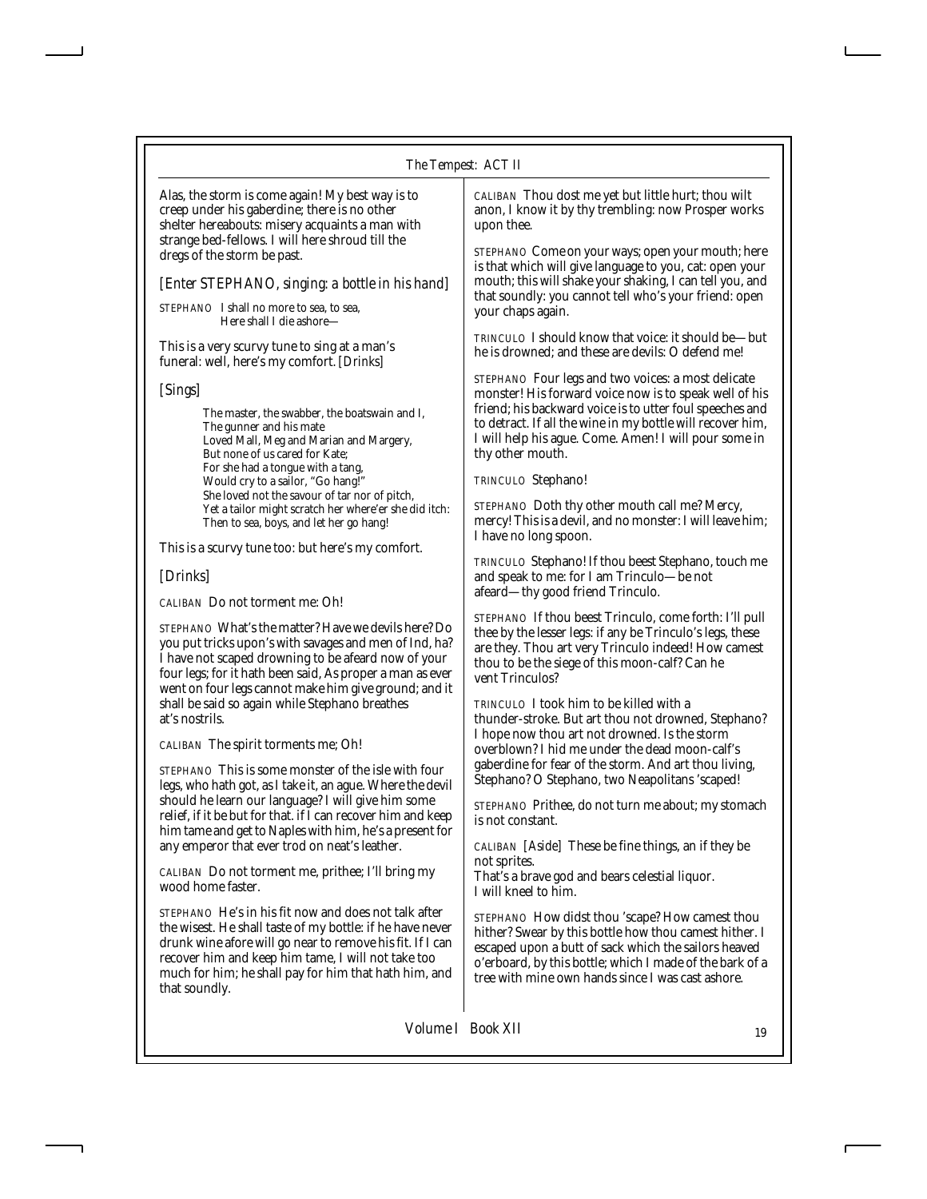Alas, the storm is come again! My best way is to creep under his gaberdine; there is no other shelter hereabouts: misery acquaints a man with strange bed-fellows. I will here shroud till the dregs of the storm be past.

*[Enter STEPHANO, singing: a bottle in his hand]*

STEPHANO I shall no more to sea, to sea,
Here shall I die ashore—

This is a very scurvy tune to sing at a man's funeral: well, here's my comfort. *[Drinks]*

*[Sings]*

The master, the swabber, the boatswain and I,
The gunner and his mate
Loved Mall, Meg and Marian and Margery,
But none of us cared for Kate;
For she had a tongue with a tang,
Would cry to a sailor, "Go hang!"
She loved not the savour of tar nor of pitch,
Yet a tailor might scratch her where'er she did itch:
Then to sea, boys, and let her go hang!

This is a scurvy tune too: but here's my comfort.

*[Drinks]*

CALIBAN Do not torment me: Oh!

STEPHANO What's the matter? Have we devils here? Do you put tricks upon's with savages and men of Ind, ha? I have not scaped drowning to be afeard now of your four legs; for it hath been said, As proper a man as ever went on four legs cannot make him give ground; and it shall be said so again while Stephano breathes at's nostrils.

CALIBAN The spirit torments me; Oh!

STEPHANO This is some monster of the isle with four legs, who hath got, as I take it, an ague. Where the devil should he learn our language? I will give him some relief, if it be but for that. if I can recover him and keep him tame and get to Naples with him, he's a present for any emperor that ever trod on neat's leather.

CALIBAN Do not torment me, prithee; I'll bring my wood home faster.

STEPHANO He's in his fit now and does not talk after the wisest. He shall taste of my bottle: if he have never drunk wine afore will go near to remove his fit. If I can recover him and keep him tame, I will not take too much for him; he shall pay for him that hath him, and that soundly.

CALIBAN Thou dost me yet but little hurt; thou wilt anon, I know it by thy trembling: now Prosper works upon thee.

STEPHANO Come on your ways; open your mouth; here is that which will give language to you, cat: open your mouth; this will shake your shaking, I can tell you, and that soundly: you cannot tell who's your friend: open your chaps again.

TRINCULO I should know that voice: it should be—but he is drowned; and these are devils: O defend me!

STEPHANO Four legs and two voices: a most delicate monster! His forward voice now is to speak well of his friend; his backward voice is to utter foul speeches and to detract. If all the wine in my bottle will recover him, I will help his ague. Come. Amen! I will pour some in thy other mouth.

TRINCULO Stephano!

STEPHANO Doth thy other mouth call me? Mercy, mercy! This is a devil, and no monster: I will leave him; I have no long spoon.

TRINCULO Stephano! If thou beest Stephano, touch me and speak to me: for I am Trinculo—be not afeard—thy good friend Trinculo.

STEPHANO If thou beest Trinculo, come forth: I'll pull thee by the lesser legs: if any be Trinculo's legs, these are they. Thou art very Trinculo indeed! How camest thou to be the siege of this moon-calf? Can he vent Trinculos?

TRINCULO I took him to be killed with a thunder-stroke. But art thou not drowned, Stephano? I hope now thou art not drowned. Is the storm overblown? I hid me under the dead moon-calf's gaberdine for fear of the storm. And art thou living, Stephano? O Stephano, two Neapolitans 'scaped!

STEPHANO Prithee, do not turn me about; my stomach is not constant.

CALIBAN *[Aside]* These be fine things, an if they be not sprites.
That's a brave god and bears celestial liquor.
I will kneel to him.

STEPHANO How didst thou 'scape? How camest thou hither? Swear by this bottle how thou camest hither. I escaped upon a butt of sack which the sailors heaved o'erboard, by this bottle; which I made of the bark of a tree with mine own hands since I was cast ashore.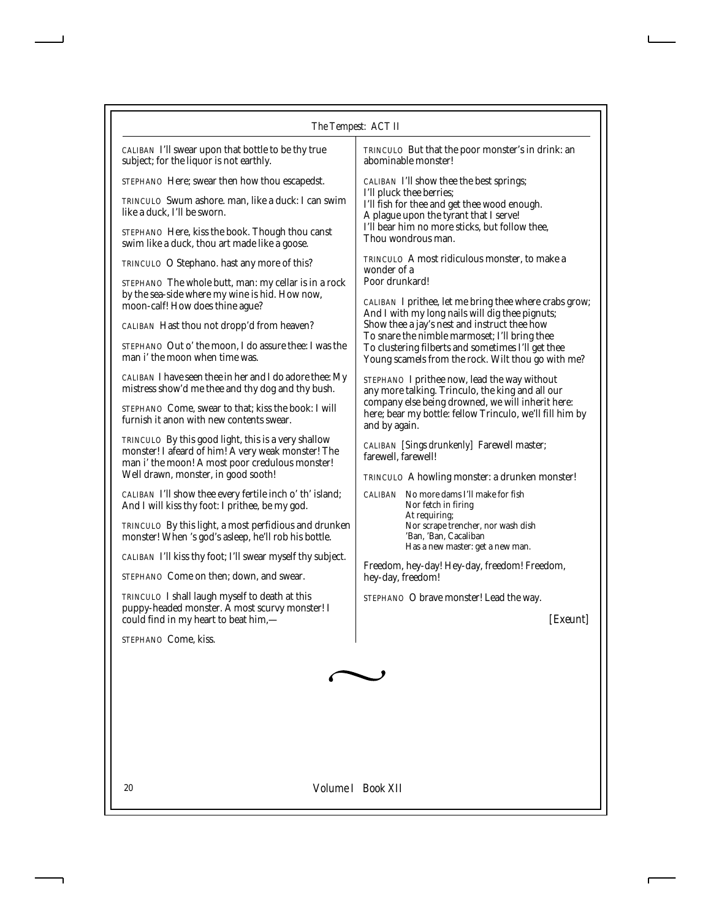CALIBAN I'll swear upon that bottle to be thy true subject; for the liquor is not earthly.

STEPHANO Here; swear then how thou escapedst.

TRINCULO Swum ashore. man, like a duck: I can swim like a duck, I'll be sworn.

STEPHANO Here, kiss the book. Though thou canst swim like a duck, thou art made like a goose.

TRINCULO O Stephano. hast any more of this?

STEPHANO The whole butt, man: my cellar is in a rock by the sea-side where my wine is hid. How now, moon-calf! How does thine ague?

CALIBAN Hast thou not dropp'd from heaven?

STEPHANO Out o' the moon, I do assure thee: I was the man i' the moon when time was.

CALIBAN I have seen thee in her and I do adore thee: My mistress show'd me thee and thy dog and thy bush.

STEPHANO Come, swear to that; kiss the book: I will furnish it anon with new contents swear.

TRINCULO By this good light, this is a very shallow monster! I afeard of him! A very weak monster! The man i' the moon! A most poor credulous monster! Well drawn, monster, in good sooth!

CALIBAN I'll show thee every fertile inch o' th' island; And I will kiss thy foot: I prithee, be my god.

TRINCULO By this light, a most perfidious and drunken monster! When 's god's asleep, he'll rob his bottle.

CALIBAN I'll kiss thy foot; I'll swear myself thy subject.

STEPHANO Come on then; down, and swear.

TRINCULO I shall laugh myself to death at this puppy-headed monster. A most scurvy monster! I could find in my heart to beat him,—

STEPHANO Come, kiss.

TRINCULO But that the poor monster's in drink: an abominable monster!

CALIBAN I'll show thee the best springs;
I'll pluck thee berries;
I'll fish for thee and get thee wood enough.
A plague upon the tyrant that I serve!
I'll bear him no more sticks, but follow thee,
Thou wondrous man.

TRINCULO A most ridiculous monster, to make a wonder of a
Poor drunkard!

CALIBAN I prithee, let me bring thee where crabs grow;
And I with my long nails will dig thee pignuts;
Show thee a jay's nest and instruct thee how
To snare the nimble marmoset; I'll bring thee
To clustering filberts and sometimes I'll get thee
Young scamels from the rock. Wilt thou go with me?

STEPHANO I prithee now, lead the way without any more talking. Trinculo, the king and all our company else being drowned, we will inherit here: here; bear my bottle: fellow Trinculo, we'll fill him by and by again.

CALIBAN *[Sings drunkenly]* Farewell master; farewell, farewell!

TRINCULO A howling monster: a drunken monster!

CALIBAN No more dams I'll make for fish
Nor fetch in firing
At requiring;
Nor scrape trencher, nor wash dish
'Ban, 'Ban, Cacaliban
Has a new master: get a new man.

Freedom, hey-day! Hey-day, freedom! Freedom, hey-day, freedom!

STEPHANO O brave monster! Lead the way.

*[Exeunt]*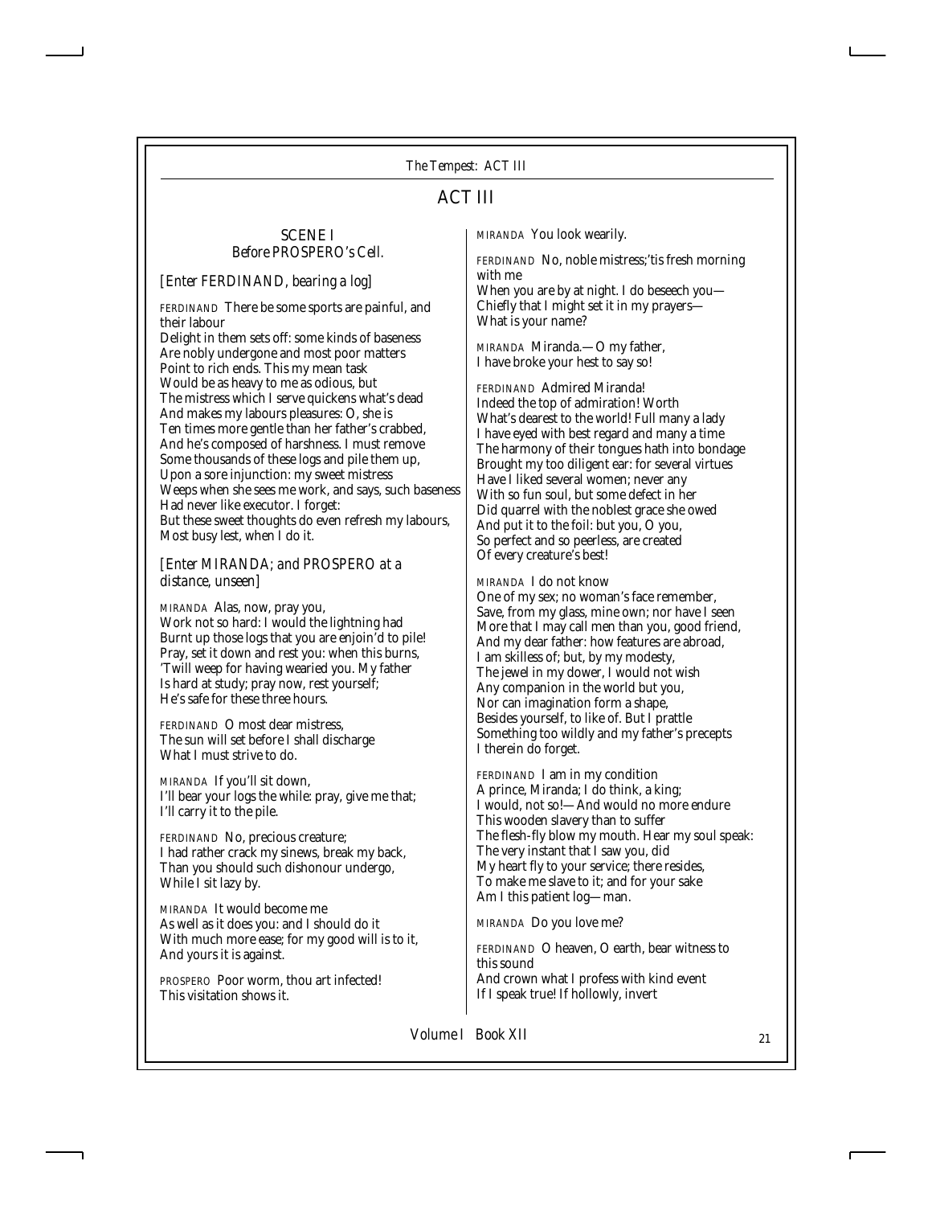## ACT III

### SCENE I
*Before PROSPERO's Cell.*

*[Enter FERDINAND, bearing a log]*

FERDINAND There be some sports are painful, and their labour
Delight in them sets off: some kinds of baseness
Are nobly undergone and most poor matters
Point to rich ends. This my mean task
Would be as heavy to me as odious, but
The mistress which I serve quickens what's dead
And makes my labours pleasures: O, she is
Ten times more gentle than her father's crabbed,
And he's composed of harshness. I must remove
Some thousands of these logs and pile them up,
Upon a sore injunction: my sweet mistress
Weeps when she sees me work, and says, such baseness
Had never like executor. I forget:
But these sweet thoughts do even refresh my labours,
Most busy lest, when I do it.

*[Enter MIRANDA; and PROSPERO at a distance, unseen]*

MIRANDA Alas, now, pray you,
Work not so hard: I would the lightning had
Burnt up those logs that you are enjoin'd to pile!
Pray, set it down and rest you: when this burns,
'Twill weep for having wearied you. My father
Is hard at study; pray now, rest yourself;
He's safe for these three hours.

FERDINAND O most dear mistress,
The sun will set before I shall discharge
What I must strive to do.

MIRANDA If you'll sit down,
I'll bear your logs the while: pray, give me that;
I'll carry it to the pile.

FERDINAND No, precious creature;
I had rather crack my sinews, break my back,
Than you should such dishonour undergo,
While I sit lazy by.

MIRANDA It would become me
As well as it does you: and I should do it
With much more ease; for my good will is to it,
And yours it is against.

PROSPERO Poor worm, thou art infected!
This visitation shows it.

MIRANDA You look wearily.

FERDINAND No, noble mistress;'tis fresh morning with me
When you are by at night. I do beseech you—
Chiefly that I might set it in my prayers—
What is your name?

MIRANDA Miranda.—O my father,
I have broke your hest to say so!

FERDINAND Admired Miranda!
Indeed the top of admiration! Worth
What's dearest to the world! Full many a lady
I have eyed with best regard and many a time
The harmony of their tongues hath into bondage
Brought my too diligent ear: for several virtues
Have I liked several women; never any
With so fun soul, but some defect in her
Did quarrel with the noblest grace she owed
And put it to the foil: but you, O you,
So perfect and so peerless, are created
Of every creature's best!

MIRANDA I do not know
One of my sex; no woman's face remember,
Save, from my glass, mine own; nor have I seen
More that I may call men than you, good friend,
And my dear father: how features are abroad,
I am skilless of; but, by my modesty,
The jewel in my dower, I would not wish
Any companion in the world but you,
Nor can imagination form a shape,
Besides yourself, to like of. But I prattle
Something too wildly and my father's precepts
I therein do forget.

FERDINAND I am in my condition
A prince, Miranda; I do think, a king;
I would, not so!—And would no more endure
This wooden slavery than to suffer
The flesh-fly blow my mouth. Hear my soul speak:
The very instant that I saw you, did
My heart fly to your service; there resides,
To make me slave to it; and for your sake
Am I this patient log—man.

MIRANDA Do you love me?

FERDINAND O heaven, O earth, bear witness to this sound
And crown what I profess with kind event
If I speak true! If hollowly, invert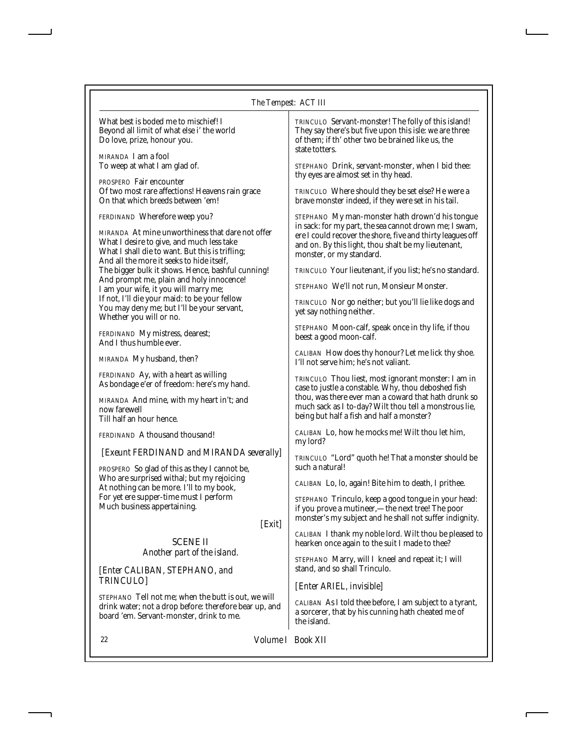What best is boded me to mischief! I
Beyond all limit of what else i' the world
Do love, prize, honour you.

MIRANDA I am a fool
To weep at what I am glad of.

PROSPERO Fair encounter
Of two most rare affections! Heavens rain grace
On that which breeds between 'em!

FERDINAND Wherefore weep you?

MIRANDA At mine unworthiness that dare not offer
What I desire to give, and much less take
What I shall die to want. But this is trifling;
And all the more it seeks to hide itself,
The bigger bulk it shows. Hence, bashful cunning!
And prompt me, plain and holy innocence!
I am your wife, it you will marry me;
If not, I'll die your maid: to be your fellow
You may deny me; but I'll be your servant,
Whether you will or no.

FERDINAND My mistress, dearest;
And I thus humble ever.

MIRANDA My husband, then?

FERDINAND Ay, with a heart as willing
As bondage e'er of freedom: here's my hand.

MIRANDA And mine, with my heart in't; and
now farewell
Till half an hour hence.

FERDINAND A thousand thousand!

*[Exeunt FERDINAND and MIRANDA severally]*

PROSPERO So glad of this as they I cannot be,
Who are surprised withal; but my rejoicing
At nothing can be more. I'll to my book,
For yet ere supper-time must I perform
Much business appertaining.

*[Exit]*

## SCENE II

*Another part of the island.*

*[Enter CALIBAN, STEPHANO, and TRINCULO]*

STEPHANO Tell not me; when the butt is out, we will drink water; not a drop before: therefore bear up, and board 'em. Servant-monster, drink to me.

TRINCULO Servant-monster! The folly of this island! They say there's but five upon this isle: we are three of them; if th' other two be brained like us, the state totters.

STEPHANO Drink, servant-monster, when I bid thee: thy eyes are almost set in thy head.

TRINCULO Where should they be set else? He were a brave monster indeed, if they were set in his tail.

STEPHANO My man-monster hath drown'd his tongue in sack: for my part, the sea cannot drown me; I swam, ere I could recover the shore, five and thirty leagues off and on. By this light, thou shalt be my lieutenant, monster, or my standard.

TRINCULO Your lieutenant, if you list; he's no standard.

STEPHANO We'll not run, Monsieur Monster.

TRINCULO Nor go neither; but you'll lie like dogs and yet say nothing neither.

STEPHANO Moon-calf, speak once in thy life, if thou beest a good moon-calf.

CALIBAN How does thy honour? Let me lick thy shoe. I'll not serve him; he's not valiant.

TRINCULO Thou liest, most ignorant monster: I am in case to justle a constable. Why, thou deboshed fish thou, was there ever man a coward that hath drunk so much sack as I to-day? Wilt thou tell a monstrous lie, being but half a fish and half a monster?

CALIBAN Lo, how he mocks me! Wilt thou let him, my lord?

TRINCULO "Lord" quoth he! That a monster should be such a natural!

CALIBAN Lo, lo, again! Bite him to death, I prithee.

STEPHANO Trinculo, keep a good tongue in your head: if you prove a mutineer,—the next tree! The poor monster's my subject and he shall not suffer indignity.

CALIBAN I thank my noble lord. Wilt thou be pleased to hearken once again to the suit I made to thee?

STEPHANO Marry, will I kneel and repeat it; I will stand, and so shall Trinculo.

*[Enter ARIEL, invisible]*

CALIBAN As I told thee before, I am subject to a tyrant, a sorcerer, that by his cunning hath cheated me of the island.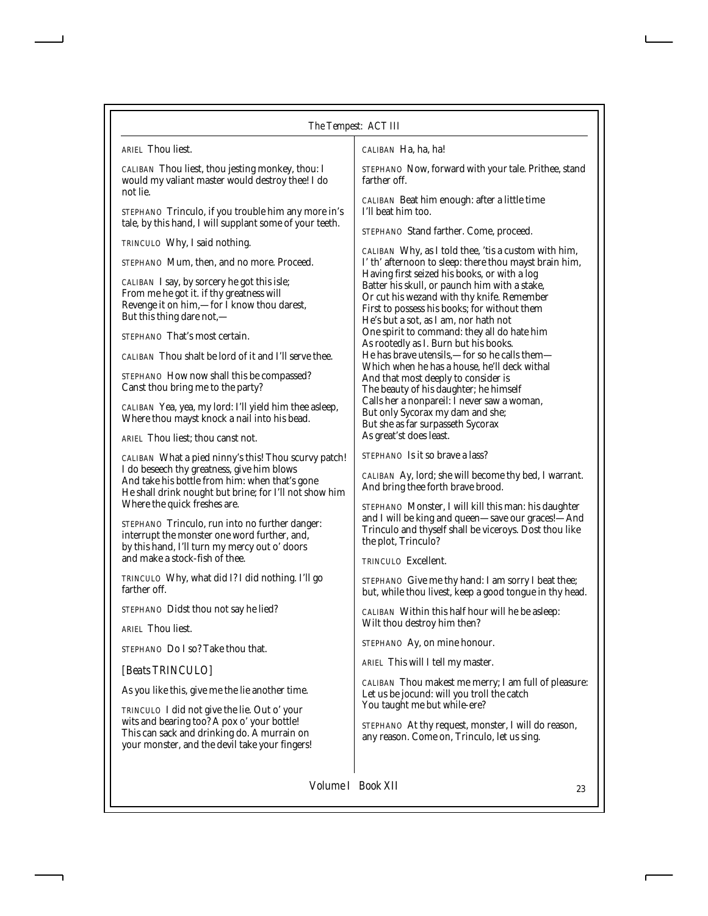ARIEL Thou liest.

CALIBAN Thou liest, thou jesting monkey, thou: I would my valiant master would destroy thee! I do not lie.

STEPHANO Trinculo, if you trouble him any more in's tale, by this hand, I will supplant some of your teeth.

TRINCULO Why, I said nothing.

STEPHANO Mum, then, and no more. Proceed.

CALIBAN I say, by sorcery he got this isle;
From me he got it. if thy greatness will
Revenge it on him,—for I know thou darest,
But this thing dare not,—

STEPHANO That's most certain.

CALIBAN Thou shalt be lord of it and I'll serve thee.

STEPHANO How now shall this be compassed?
Canst thou bring me to the party?

CALIBAN Yea, yea, my lord: I'll yield him thee asleep,
Where thou mayst knock a nail into his bead.

ARIEL Thou liest; thou canst not.

CALIBAN What a pied ninny's this! Thou scurvy patch!
I do beseech thy greatness, give him blows
And take his bottle from him: when that's gone
He shall drink nought but brine; for I'll not show him
Where the quick freshes are.

STEPHANO Trinculo, run into no further danger: interrupt the monster one word further, and, by this hand, I'll turn my mercy out o' doors and make a stock-fish of thee.

TRINCULO Why, what did I? I did nothing. I'll go farther off.

STEPHANO Didst thou not say he lied?

ARIEL Thou liest.

STEPHANO Do I so? Take thou that.

*[Beats TRINCULO]*

As you like this, give me the lie another time.

TRINCULO I did not give the lie. Out o' your wits and bearing too? A pox o' your bottle! This can sack and drinking do. A murrain on your monster, and the devil take your fingers!

CALIBAN Ha, ha, ha!

STEPHANO Now, forward with your tale. Prithee, stand farther off.

CALIBAN Beat him enough: after a little time
I'll beat him too.

STEPHANO Stand farther. Come, proceed.

CALIBAN Why, as I told thee, 'tis a custom with him,
I' th' afternoon to sleep: there thou mayst brain him,
Having first seized his books, or with a log
Batter his skull, or paunch him with a stake,
Or cut his wezand with thy knife. Remember
First to possess his books; for without them
He's but a sot, as I am, nor hath not
One spirit to command: they all do hate him
As rootedly as I. Burn but his books.
He has brave utensils,—for so he calls them—
Which when he has a house, he'll deck withal
And that most deeply to consider is
The beauty of his daughter; he himself
Calls her a nonpareil: I never saw a woman,
But only Sycorax my dam and she;
But she as far surpasseth Sycorax
As great'st does least.

STEPHANO Is it so brave a lass?

CALIBAN Ay, lord; she will become thy bed, I warrant.
And bring thee forth brave brood.

STEPHANO Monster, I will kill this man: his daughter and I will be king and queen—save our graces!—And Trinculo and thyself shall be viceroys. Dost thou like the plot, Trinculo?

TRINCULO Excellent.

STEPHANO Give me thy hand: I am sorry I beat thee; but, while thou livest, keep a good tongue in thy head.

CALIBAN Within this half hour will he be asleep:
Wilt thou destroy him then?

STEPHANO Ay, on mine honour.

ARIEL This will I tell my master.

CALIBAN Thou makest me merry; I am full of pleasure:
Let us be jocund: will you troll the catch
You taught me but while-ere?

STEPHANO At thy request, monster, I will do reason, any reason. Come on, Trinculo, let us sing.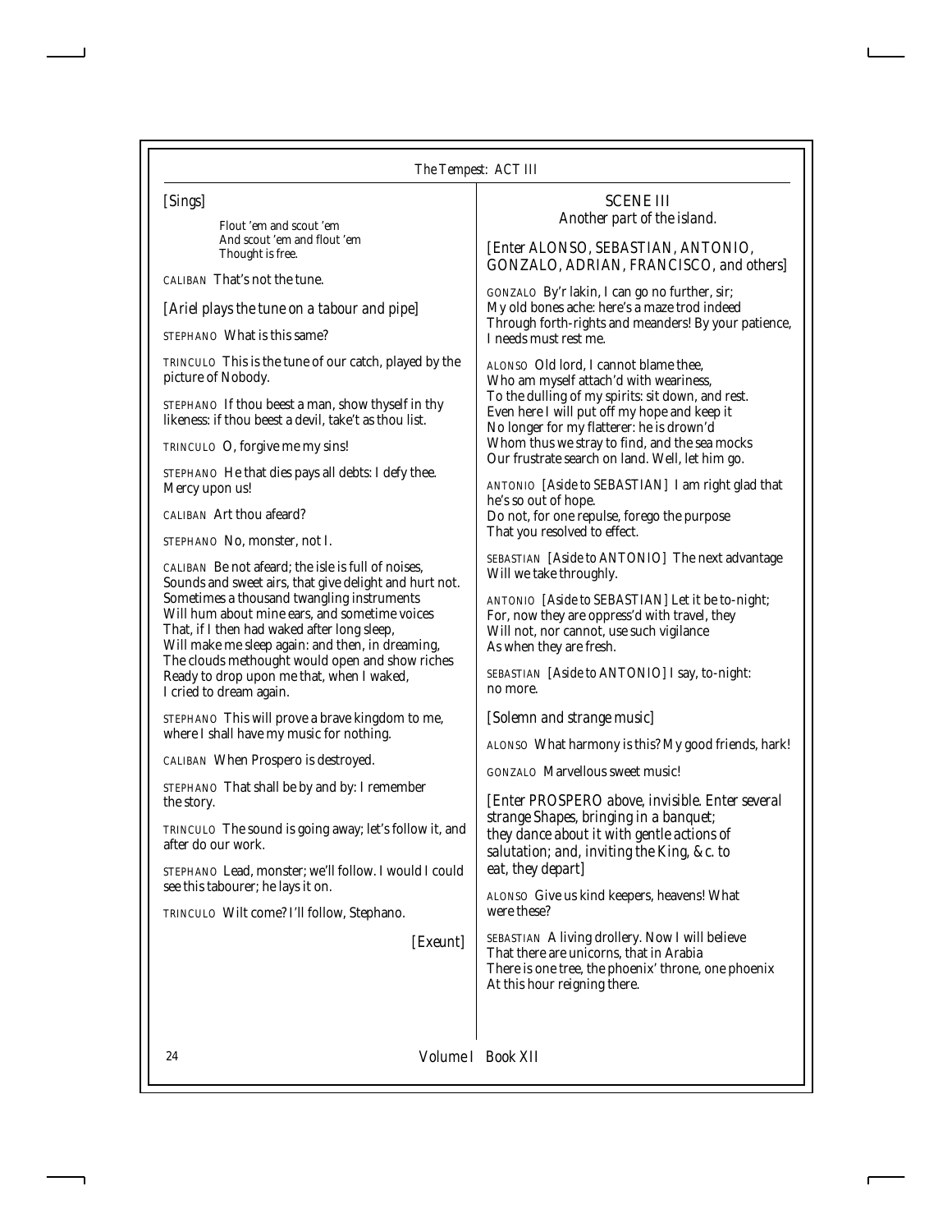*[Sings]*

Flout 'em and scout 'em
And scout 'em and flout 'em
Thought is free.

CALIBAN That's not the tune.

*[Ariel plays the tune on a tabour and pipe]*

STEPHANO What is this same?

TRINCULO This is the tune of our catch, played by the picture of Nobody.

STEPHANO If thou beest a man, show thyself in thy likeness: if thou beest a devil, take't as thou list.

TRINCULO O, forgive me my sins!

STEPHANO He that dies pays all debts: I defy thee. Mercy upon us!

CALIBAN Art thou afeard?

STEPHANO No, monster, not I.

CALIBAN Be not afeard; the isle is full of noises,
Sounds and sweet airs, that give delight and hurt not.
Sometimes a thousand twangling instruments
Will hum about mine ears, and sometime voices
That, if I then had waked after long sleep,
Will make me sleep again: and then, in dreaming,
The clouds methought would open and show riches
Ready to drop upon me that, when I waked,
I cried to dream again.

STEPHANO This will prove a brave kingdom to me, where I shall have my music for nothing.

CALIBAN When Prospero is destroyed.

STEPHANO That shall be by and by: I remember the story.

TRINCULO The sound is going away; let's follow it, and after do our work.

STEPHANO Lead, monster; we'll follow. I would I could see this tabourer; he lays it on.

TRINCULO Wilt come? I'll follow, Stephano.

*[Exeunt]*

## SCENE III

*Another part of the island.*

*[Enter ALONSO, SEBASTIAN, ANTONIO, GONZALO, ADRIAN, FRANCISCO, and others]*

GONZALO By'r lakin, I can go no further, sir;
My old bones ache: here's a maze trod indeed
Through forth-rights and meanders! By your patience,
I needs must rest me.

ALONSO Old lord, I cannot blame thee,
Who am myself attach'd with weariness,
To the dulling of my spirits: sit down, and rest.
Even here I will put off my hope and keep it
No longer for my flatterer: he is drown'd
Whom thus we stray to find, and the sea mocks
Our frustrate search on land. Well, let him go.

ANTONIO *[Aside to SEBASTIAN]* I am right glad that he's so out of hope.
Do not, for one repulse, forego the purpose
That you resolved to effect.

SEBASTIAN *[Aside to ANTONIO]* The next advantage
Will we take throughly.

ANTONIO *[Aside to SEBASTIAN]* Let it be to-night;
For, now they are oppress'd with travel, they
Will not, nor cannot, use such vigilance
As when they are fresh.

SEBASTIAN *[Aside to ANTONIO]* I say, to-night: no more.

*[Solemn and strange music]*

ALONSO What harmony is this? My good friends, hark!

GONZALO Marvellous sweet music!

*[Enter PROSPERO above, invisible. Enter several strange Shapes, bringing in a banquet; they dance about it with gentle actions of salutation; and, inviting the King, &c. to eat, they depart]*

ALONSO Give us kind keepers, heavens! What were these?

SEBASTIAN A living drollery. Now I will believe
That there are unicorns, that in Arabia
There is one tree, the phoenix' throne, one phoenix
At this hour reigning there.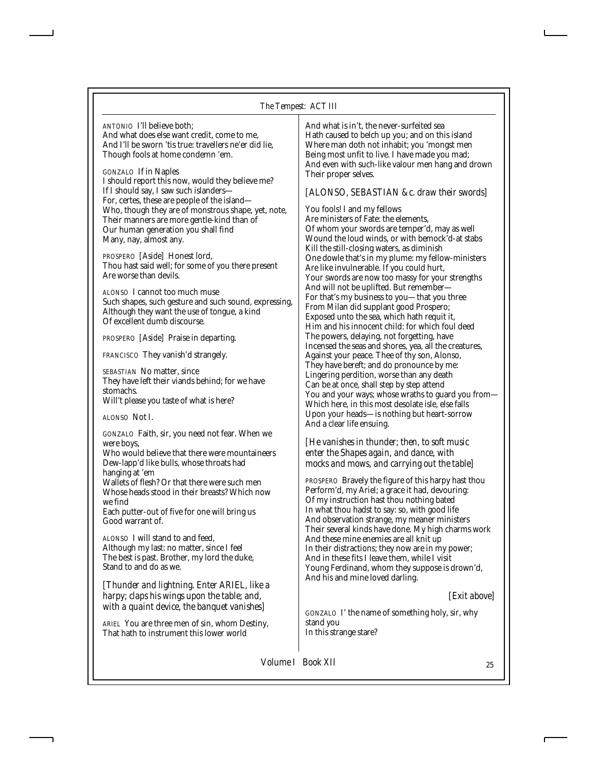ANTONIO I'll believe both;
And what does else want credit, come to me,
And I'll be sworn 'tis true: travellers ne'er did lie,
Though fools at home condemn 'em.

GONZALO If in Naples
I should report this now, would they believe me?
If I should say, I saw such islanders—
For, certes, these are people of the island—
Who, though they are of monstrous shape, yet, note,
Their manners are more gentle-kind than of
Our human generation you shall find
Many, nay, almost any.

PROSPERO *[Aside]* Honest lord,
Thou hast said well; for some of you there present
Are worse than devils.

ALONSO I cannot too much muse
Such shapes, such gesture and such sound, expressing,
Although they want the use of tongue, a kind
Of excellent dumb discourse.

PROSPERO *[Aside]* Praise in departing.

FRANCISCO They vanish'd strangely.

SEBASTIAN No matter, since
They have left their viands behind; for we have stomachs.
Will't please you taste of what is here?

ALONSO Not I.

GONZALO Faith, sir, you need not fear. When we were boys,
Who would believe that there were mountaineers
Dew-lapp'd like bulls, whose throats had hanging at 'em
Wallets of flesh? Or that there were such men
Whose heads stood in their breasts? Which now we find
Each putter-out of five for one will bring us
Good warrant of.

ALONSO I will stand to and feed,
Although my last: no matter, since I feel
The best is past. Brother, my lord the duke,
Stand to and do as we.

*[Thunder and lightning. Enter ARIEL, like a harpy; claps his wings upon the table; and, with a quaint device, the banquet vanishes]*

ARIEL You are three men of sin, whom Destiny,
That hath to instrument this lower world
And what is in't, the never-surfeited sea
Hath caused to belch up you; and on this island
Where man doth not inhabit; you 'mongst men
Being most unfit to live. I have made you mad;
And even with such-like valour men hang and drown
Their proper selves.

*[ALONSO, SEBASTIAN &c. draw their swords]*

You fools! I and my fellows
Are ministers of Fate: the elements,
Of whom your swords are temper'd, may as well
Wound the loud winds, or with bemock'd-at stabs
Kill the still-closing waters, as diminish
One dowle that's in my plume: my fellow-ministers
Are like invulnerable. If you could hurt,
Your swords are now too massy for your strengths
And will not be uplifted. But remember—
For that's my business to you—that you three
From Milan did supplant good Prospero;
Exposed unto the sea, which hath requit it,
Him and his innocent child: for which foul deed
The powers, delaying, not forgetting, have
Incensed the seas and shores, yea, all the creatures,
Against your peace. Thee of thy son, Alonso,
They have bereft; and do pronounce by me:
Lingering perdition, worse than any death
Can be at once, shall step by step attend
You and your ways; whose wraths to guard you from—
Which here, in this most desolate isle, else falls
Upon your heads—is nothing but heart-sorrow
And a clear life ensuing.

*[He vanishes in thunder; then, to soft music enter the Shapes again, and dance, with mocks and mows, and carrying out the table]*

PROSPERO Bravely the figure of this harpy hast thou
Perform'd, my Ariel; a grace it had, devouring:
Of my instruction hast thou nothing bated
In what thou hadst to say: so, with good life
And observation strange, my meaner ministers
Their several kinds have done. My high charms work
And these mine enemies are all knit up
In their distractions; they now are in my power;
And in these fits I leave them, while I visit
Young Ferdinand, whom they suppose is drown'd,
And his and mine loved darling.

*[Exit above]*

GONZALO I' the name of something holy, sir, why stand you
In this strange stare?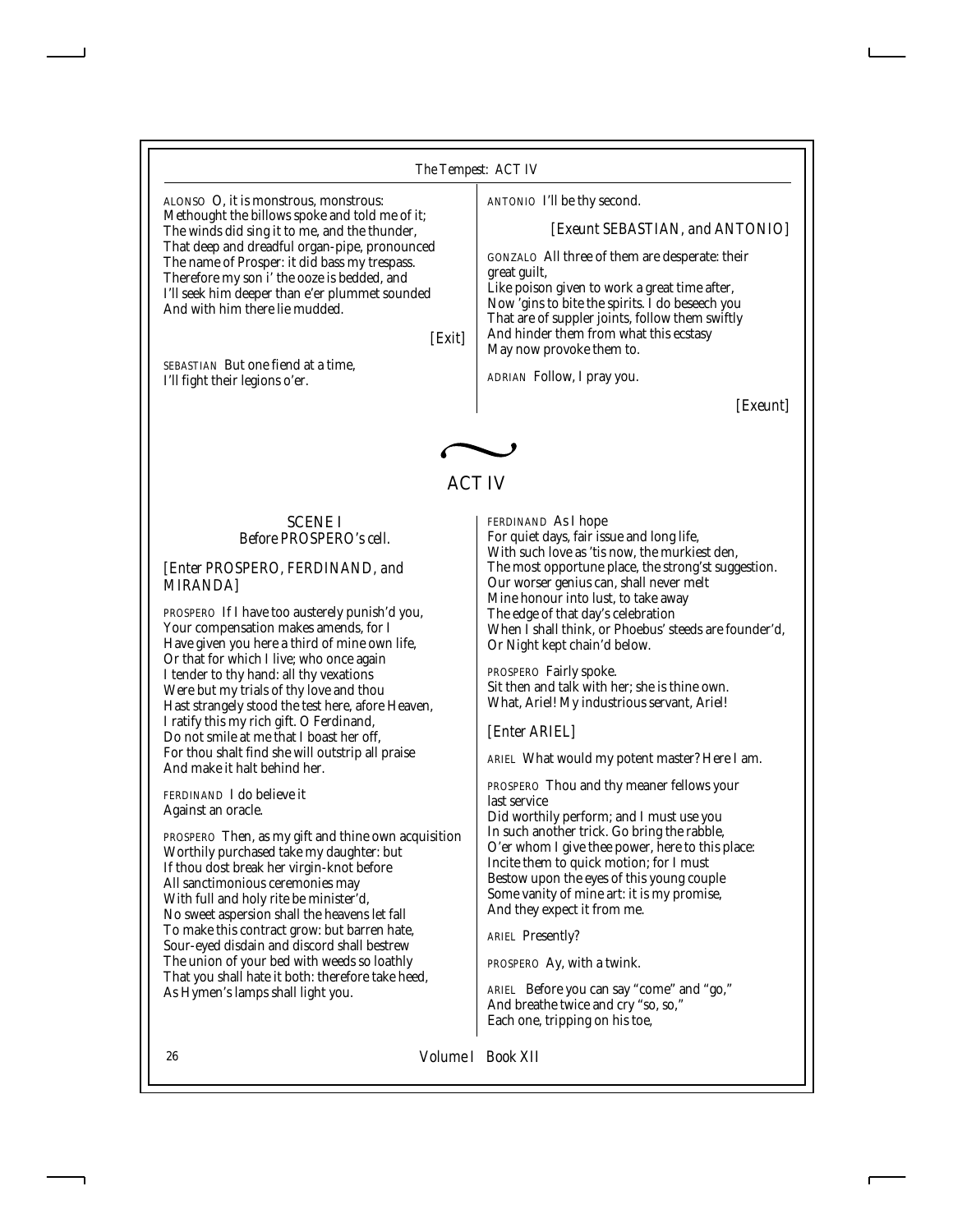ALONSO O, it is monstrous, monstrous:
Methought the billows spoke and told me of it;
The winds did sing it to me, and the thunder,
That deep and dreadful organ-pipe, pronounced
The name of Prosper: it did bass my trespass.
Therefore my son i' the ooze is bedded, and
I'll seek him deeper than e'er plummet sounded
And with him there lie mudded.

*[Exit]*

SEBASTIAN But one fiend at a time,
I'll fight their legions o'er.

ANTONIO I'll be thy second.

*[Exeunt SEBASTIAN, and ANTONIO]*

GONZALO All three of them are desperate: their great guilt,
Like poison given to work a great time after,
Now 'gins to bite the spirits. I do beseech you
That are of suppler joints, follow them swiftly
And hinder them from what this ecstasy
May now provoke them to.

ADRIAN Follow, I pray you.

*[Exeunt]*

## ACT IV

### SCENE I
*Before PROSPERO's cell.*

*[Enter PROSPERO, FERDINAND, and MIRANDA]*

PROSPERO If I have too austerely punish'd you,
Your compensation makes amends, for I
Have given you here a third of mine own life,
Or that for which I live; who once again
I tender to thy hand: all thy vexations
Were but my trials of thy love and thou
Hast strangely stood the test here, afore Heaven,
I ratify this my rich gift. O Ferdinand,
Do not smile at me that I boast her off,
For thou shalt find she will outstrip all praise
And make it halt behind her.

FERDINAND I do believe it
Against an oracle.

PROSPERO Then, as my gift and thine own acquisition
Worthily purchased take my daughter: but
If thou dost break her virgin-knot before
All sanctimonious ceremonies may
With full and holy rite be minister'd,
No sweet aspersion shall the heavens let fall
To make this contract grow: but barren hate,
Sour-eyed disdain and discord shall bestrew
The union of your bed with weeds so loathly
That you shall hate it both: therefore take heed,
As Hymen's lamps shall light you.

FERDINAND As I hope
For quiet days, fair issue and long life,
With such love as 'tis now, the murkiest den,
The most opportune place, the strong'st suggestion.
Our worser genius can, shall never melt
Mine honour into lust, to take away
The edge of that day's celebration
When I shall think, or Phoebus' steeds are founder'd,
Or Night kept chain'd below.

PROSPERO Fairly spoke.
Sit then and talk with her; she is thine own.
What, Ariel! My industrious servant, Ariel!

*[Enter ARIEL]*

ARIEL What would my potent master? Here I am.

PROSPERO Thou and thy meaner fellows your last service
Did worthily perform; and I must use you
In such another trick. Go bring the rabble,
O'er whom I give thee power, here to this place:
Incite them to quick motion; for I must
Bestow upon the eyes of this young couple
Some vanity of mine art: it is my promise,
And they expect it from me.

ARIEL Presently?

PROSPERO Ay, with a twink.

ARIEL Before you can say "come" and "go,"
And breathe twice and cry "so, so,"
Each one, tripping on his toe,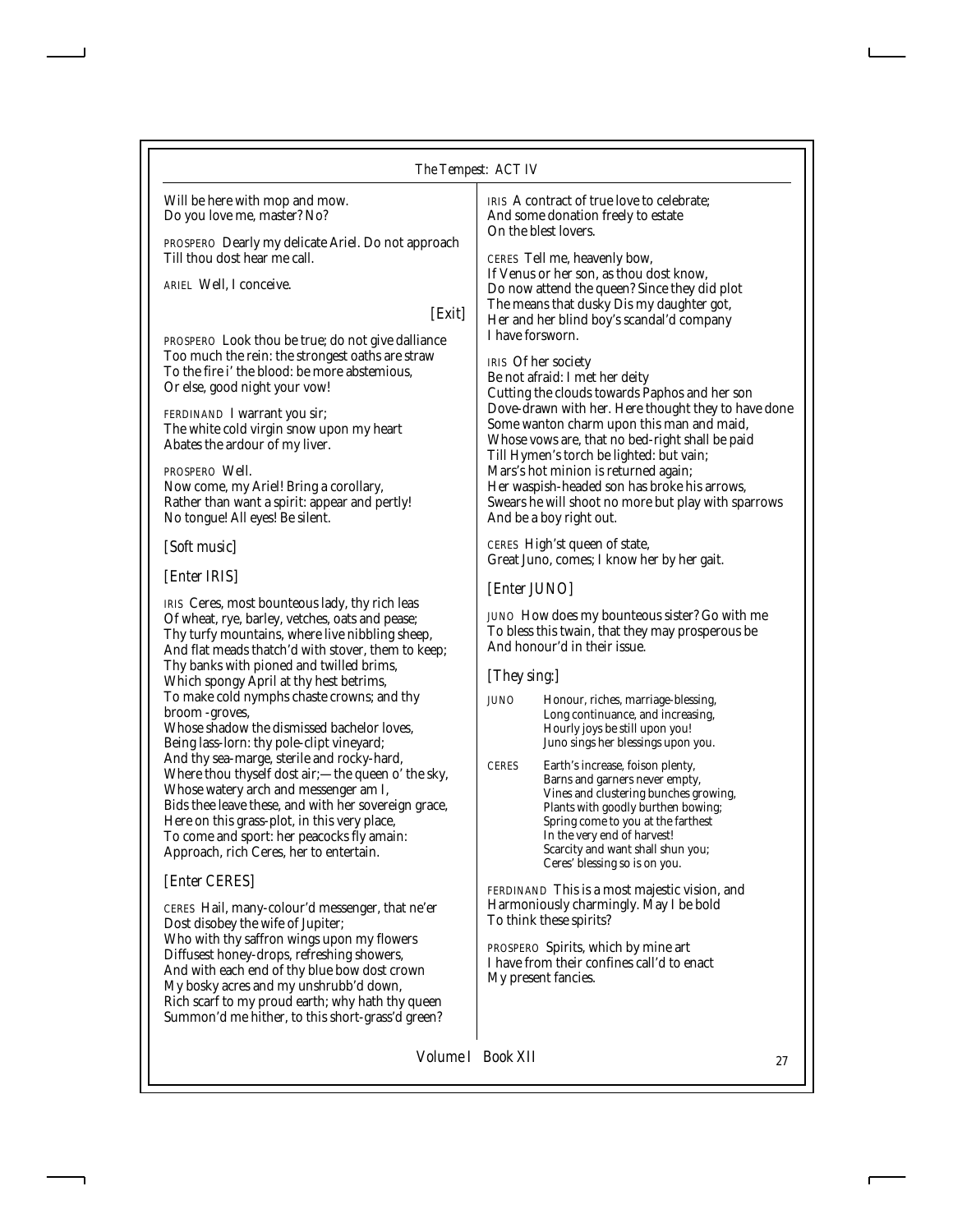Will be here with mop and mow.
Do you love me, master? No?

PROSPERO Dearly my delicate Ariel. Do not approach
Till thou dost hear me call.

ARIEL Well, I conceive.

[Exit]

PROSPERO Look thou be true; do not give dalliance
Too much the rein: the strongest oaths are straw
To the fire i' the blood: be more abstemious,
Or else, good night your vow!

FERDINAND I warrant you sir;
The white cold virgin snow upon my heart
Abates the ardour of my liver.

PROSPERO Well.
Now come, my Ariel! Bring a corollary,
Rather than want a spirit: appear and pertly!
No tongue! All eyes! Be silent.

[Soft music]

[Enter IRIS]

IRIS Ceres, most bounteous lady, thy rich leas
Of wheat, rye, barley, vetches, oats and pease;
Thy turfy mountains, where live nibbling sheep,
And flat meads thatch'd with stover, them to keep;
Thy banks with pioned and twilled brims,
Which spongy April at thy hest betrims,
To make cold nymphs chaste crowns; and thy broom -groves,
Whose shadow the dismissed bachelor loves,
Being lass-lorn: thy pole-clipt vineyard;
And thy sea-marge, sterile and rocky-hard,
Where thou thyself dost air;—the queen o' the sky,
Whose watery arch and messenger am I,
Bids thee leave these, and with her sovereign grace,
Here on this grass-plot, in this very place,
To come and sport: her peacocks fly amain:
Approach, rich Ceres, her to entertain.

[Enter CERES]

CERES Hail, many-colour'd messenger, that ne'er
Dost disobey the wife of Jupiter;
Who with thy saffron wings upon my flowers
Diffusest honey-drops, refreshing showers,
And with each end of thy blue bow dost crown
My bosky acres and my unshrubb'd down,
Rich scarf to my proud earth; why hath thy queen
Summon'd me hither, to this short-grass'd green?

IRIS A contract of true love to celebrate;
And some donation freely to estate
On the blest lovers.

CERES Tell me, heavenly bow,
If Venus or her son, as thou dost know,
Do now attend the queen? Since they did plot
The means that dusky Dis my daughter got,
Her and her blind boy's scandal'd company
I have forsworn.

IRIS Of her society
Be not afraid: I met her deity
Cutting the clouds towards Paphos and her son
Dove-drawn with her. Here thought they to have done
Some wanton charm upon this man and maid,
Whose vows are, that no bed-right shall be paid
Till Hymen's torch be lighted: but vain;
Mars's hot minion is returned again;
Her waspish-headed son has broke his arrows,
Swears he will shoot no more but play with sparrows
And be a boy right out.

CERES High'st queen of state,
Great Juno, comes; I know her by her gait.

[Enter JUNO]

JUNO How does my bounteous sister? Go with me
To bless this twain, that they may prosperous be
And honour'd in their issue.

[They sing:]

JUNO
Honour, riches, marriage-blessing,
Long continuance, and increasing,
Hourly joys be still upon you!
Juno sings her blessings upon you.

CERES
Earth's increase, foison plenty,
Barns and garners never empty,
Vines and clustering bunches growing,
Plants with goodly burthen bowing;
Spring come to you at the farthest
In the very end of harvest!
Scarcity and want shall shun you;
Ceres' blessing so is on you.

FERDINAND This is a most majestic vision, and
Harmoniously charmingly. May I be bold
To think these spirits?

PROSPERO Spirits, which by mine art
I have from their confines call'd to enact
My present fancies.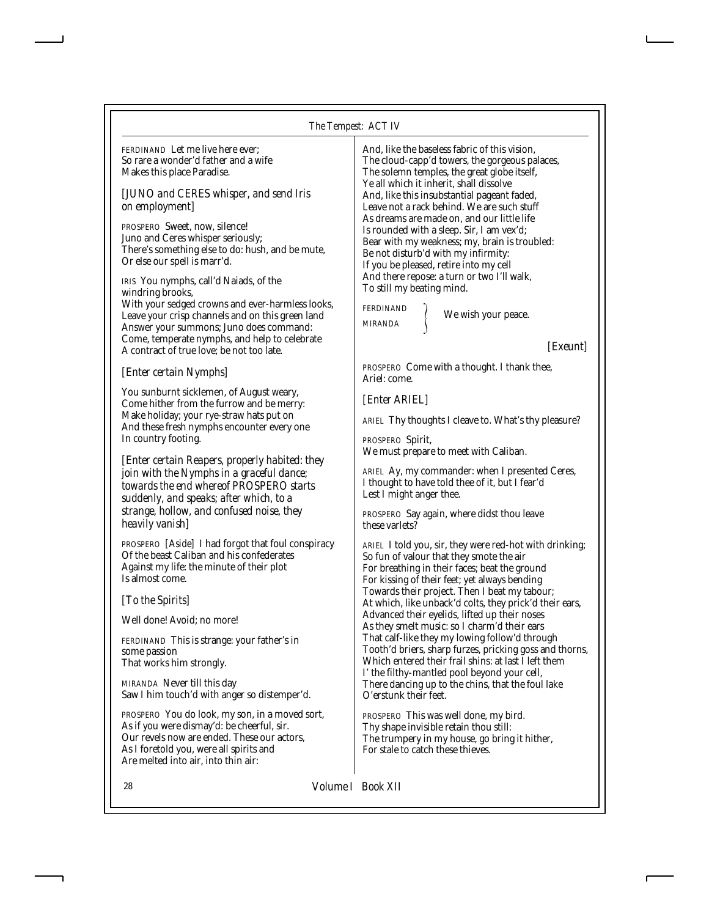FERDINAND Let me live here ever;
So rare a wonder'd father and a wife
Makes this place Paradise.

*[JUNO and CERES whisper, and send Iris on employment]*

PROSPERO Sweet, now, silence!
Juno and Ceres whisper seriously;
There's something else to do: hush, and be mute,
Or else our spell is marr'd.

IRIS You nymphs, call'd Naiads, of the windring brooks,
With your sedged crowns and ever-harmless looks,
Leave your crisp channels and on this green land
Answer your summons; Juno does command:
Come, temperate nymphs, and help to celebrate
A contract of true love; be not too late.

*[Enter certain Nymphs]*

You sunburnt sicklemen, of August weary,
Come hither from the furrow and be merry:
Make holiday; your rye-straw hats put on
And these fresh nymphs encounter every one
In country footing.

*[Enter certain Reapers, properly habited: they join with the Nymphs in a graceful dance; towards the end whereof PROSPERO starts suddenly, and speaks; after which, to a strange, hollow, and confused noise, they heavily vanish]*

PROSPERO *[Aside]* I had forgot that foul conspiracy
Of the beast Caliban and his confederates
Against my life: the minute of their plot
Is almost come.

*[To the Spirits]*

Well done! Avoid; no more!

FERDINAND This is strange: your father's in some passion
That works him strongly.

MIRANDA Never till this day
Saw I him touch'd with anger so distemper'd.

PROSPERO You do look, my son, in a moved sort,
As if you were dismay'd: be cheerful, sir.
Our revels now are ended. These our actors,
As I foretold you, were all spirits and
Are melted into air, into thin air:
And, like the baseless fabric of this vision,
The cloud-capp'd towers, the gorgeous palaces,
The solemn temples, the great globe itself,
Ye all which it inherit, shall dissolve
And, like this insubstantial pageant faded,
Leave not a rack behind. We are such stuff
As dreams are made on, and our little life
Is rounded with a sleep. Sir, I am vex'd;
Bear with my weakness; my, brain is troubled:
Be not disturb'd with my infirmity:
If you be pleased, retire into my cell
And there repose: a turn or two I'll walk,
To still my beating mind.

FERDINAND, MIRANDA We wish your peace.

*[Exeunt]*

PROSPERO Come with a thought. I thank thee, Ariel: come.

*[Enter ARIEL]*

ARIEL Thy thoughts I cleave to. What's thy pleasure?

PROSPERO Spirit,
We must prepare to meet with Caliban.

ARIEL Ay, my commander: when I presented Ceres,
I thought to have told thee of it, but I fear'd
Lest I might anger thee.

PROSPERO Say again, where didst thou leave these varlets?

ARIEL I told you, sir, they were red-hot with drinking;
So fun of valour that they smote the air
For breathing in their faces; beat the ground
For kissing of their feet; yet always bending
Towards their project. Then I beat my tabour;
At which, like unback'd colts, they prick'd their ears,
Advanced their eyelids, lifted up their noses
As they smelt music: so I charm'd their ears
That calf-like they my lowing follow'd through
Tooth'd briers, sharp furzes, pricking goss and thorns,
Which entered their frail shins: at last I left them
I' the filthy-mantled pool beyond your cell,
There dancing up to the chins, that the foul lake
O'erstunk their feet.

PROSPERO This was well done, my bird.
Thy shape invisible retain thou still:
The trumpery in my house, go bring it hither,
For stale to catch these thieves.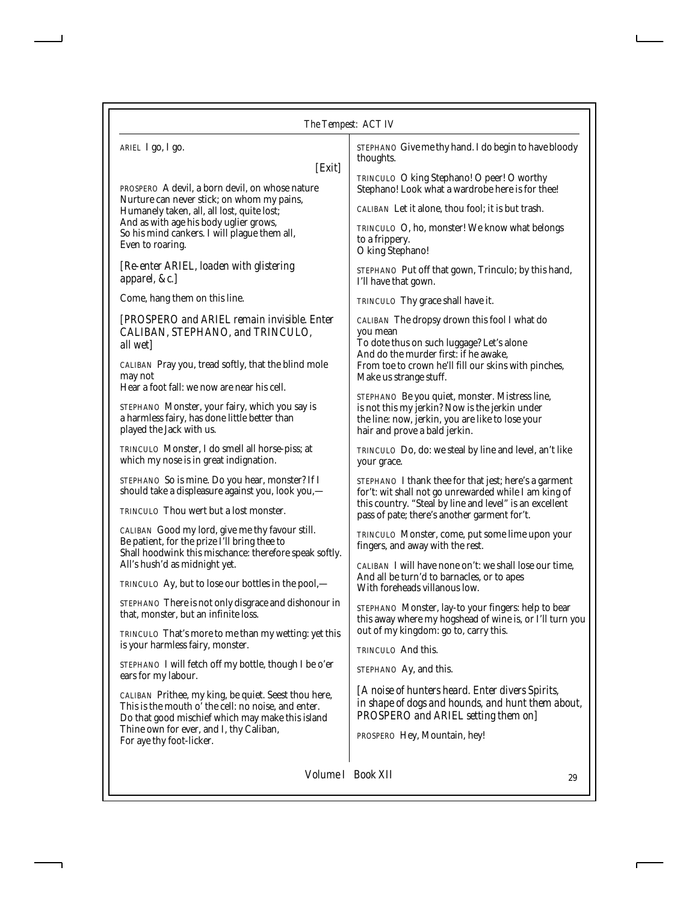ARIEL I go, I go.

[Exit]

PROSPERO A devil, a born devil, on whose nature
Nurture can never stick; on whom my pains,
Humanely taken, all, all lost, quite lost;
And as with age his body uglier grows,
So his mind cankers. I will plague them all,
Even to roaring.

*[Re-enter ARIEL, loaden with glistering apparel, &c.]*

Come, hang them on this line.

*[PROSPERO and ARIEL remain invisible. Enter CALIBAN, STEPHANO, and TRINCULO, all wet]*

CALIBAN Pray you, tread softly, that the blind mole may not
Hear a foot fall: we now are near his cell.

STEPHANO Monster, your fairy, which you say is
a harmless fairy, has done little better than
played the Jack with us.

TRINCULO Monster, I do smell all horse-piss; at
which my nose is in great indignation.

STEPHANO So is mine. Do you hear, monster? If I
should take a displeasure against you, look you,—

TRINCULO Thou wert but a lost monster.

CALIBAN Good my lord, give me thy favour still.
Be patient, for the prize I'll bring thee to
Shall hoodwink this mischance: therefore speak softly.
All's hush'd as midnight yet.

TRINCULO Ay, but to lose our bottles in the pool,—

STEPHANO There is not only disgrace and dishonour in
that, monster, but an infinite loss.

TRINCULO That's more to me than my wetting: yet this
is your harmless fairy, monster.

STEPHANO I will fetch off my bottle, though I be o'er
ears for my labour.

CALIBAN Prithee, my king, be quiet. Seest thou here,
This is the mouth o' the cell: no noise, and enter.
Do that good mischief which may make this island
Thine own for ever, and I, thy Caliban,
For aye thy foot-licker.

STEPHANO Give me thy hand. I do begin to have bloody
thoughts.

TRINCULO O king Stephano! O peer! O worthy
Stephano! Look what a wardrobe here is for thee!

CALIBAN Let it alone, thou fool; it is but trash.

TRINCULO O, ho, monster! We know what belongs
to a frippery.
O king Stephano!

STEPHANO Put off that gown, Trinculo; by this hand,
I'll have that gown.

TRINCULO Thy grace shall have it.

CALIBAN The dropsy drown this fool I what do
you mean
To dote thus on such luggage? Let's alone
And do the murder first: if he awake,
From toe to crown he'll fill our skins with pinches,
Make us strange stuff.

STEPHANO Be you quiet, monster. Mistress line,
is not this my jerkin? Now is the jerkin under
the line: now, jerkin, you are like to lose your
hair and prove a bald jerkin.

TRINCULO Do, do: we steal by line and level, an't like
your grace.

STEPHANO I thank thee for that jest; here's a garment
for't: wit shall not go unrewarded while I am king of
this country. "Steal by line and level" is an excellent
pass of pate; there's another garment for't.

TRINCULO Monster, come, put some lime upon your
fingers, and away with the rest.

CALIBAN I will have none on't: we shall lose our time,
And all be turn'd to barnacles, or to apes
With foreheads villanous low.

STEPHANO Monster, lay-to your fingers: help to bear
this away where my hogshead of wine is, or I'll turn you
out of my kingdom: go to, carry this.

TRINCULO And this.

STEPHANO Ay, and this.

*[A noise of hunters heard. Enter divers Spirits, in shape of dogs and hounds, and hunt them about, PROSPERO and ARIEL setting them on]*

PROSPERO Hey, Mountain, hey!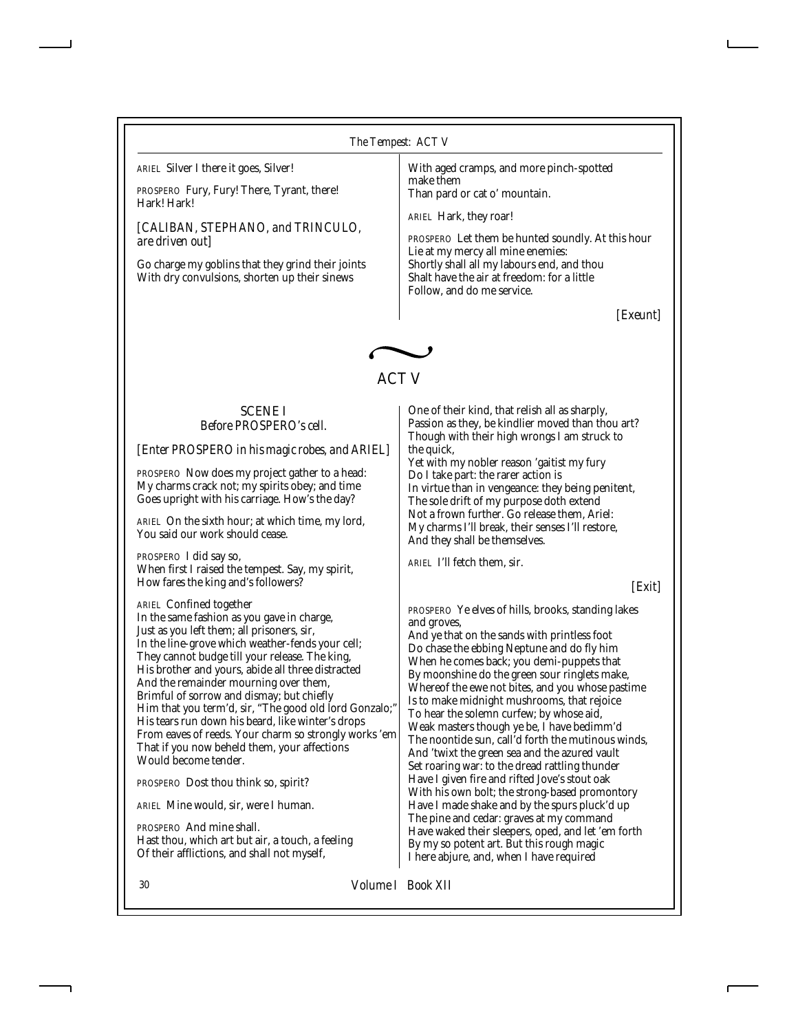ARIEL Silver I there it goes, Silver!

PROSPERO Fury, Fury! There, Tyrant, there! Hark! Hark!

*[CALIBAN, STEPHANO, and TRINCULO, are driven out]*

Go charge my goblins that they grind their joints
With dry convulsions, shorten up their sinews
With aged cramps, and more pinch-spotted make them
Than pard or cat o' mountain.

ARIEL Hark, they roar!

PROSPERO Let them be hunted soundly. At this hour
Lie at my mercy all mine enemies:
Shortly shall all my labours end, and thou
Shalt have the air at freedom: for a little
Follow, and do me service.

*[Exeunt]*

# ACT V

## SCENE I

*Before PROSPERO's cell.*

*[Enter PROSPERO in his magic robes, and ARIEL]*

PROSPERO Now does my project gather to a head:
My charms crack not; my spirits obey; and time
Goes upright with his carriage. How's the day?

ARIEL On the sixth hour; at which time, my lord,
You said our work should cease.

PROSPERO I did say so,
When first I raised the tempest. Say, my spirit,
How fares the king and's followers?

ARIEL Confined together
In the same fashion as you gave in charge,
Just as you left them; all prisoners, sir,
In the line-grove which weather-fends your cell;
They cannot budge till your release. The king,
His brother and yours, abide all three distracted
And the remainder mourning over them,
Brimful of sorrow and dismay; but chiefly
Him that you term'd, sir, "The good old lord Gonzalo;"
His tears run down his beard, like winter's drops
From eaves of reeds. Your charm so strongly works 'em
That if you now beheld them, your affections
Would become tender.

PROSPERO Dost thou think so, spirit?

ARIEL Mine would, sir, were I human.

PROSPERO And mine shall.
Hast thou, which art but air, a touch, a feeling
Of their afflictions, and shall not myself,
One of their kind, that relish all as sharply,
Passion as they, be kindlier moved than thou art?
Though with their high wrongs I am struck to the quick,
Yet with my nobler reason 'gaitist my fury
Do I take part: the rarer action is
In virtue than in vengeance: they being penitent,
The sole drift of my purpose doth extend
Not a frown further. Go release them, Ariel:
My charms I'll break, their senses I'll restore,
And they shall be themselves.

ARIEL I'll fetch them, sir.

*[Exit]*

PROSPERO Ye elves of hills, brooks, standing lakes and groves,
And ye that on the sands with printless foot
Do chase the ebbing Neptune and do fly him
When he comes back; you demi-puppets that
By moonshine do the green sour ringlets make,
Whereof the ewe not bites, and you whose pastime
Is to make midnight mushrooms, that rejoice
To hear the solemn curfew; by whose aid,
Weak masters though ye be, I have bedimm'd
The noontide sun, call'd forth the mutinous winds,
And 'twixt the green sea and the azured vault
Set roaring war: to the dread rattling thunder
Have I given fire and rifted Jove's stout oak
With his own bolt; the strong-based promontory
Have I made shake and by the spurs pluck'd up
The pine and cedar: graves at my command
Have waked their sleepers, oped, and let 'em forth
By my so potent art. But this rough magic
I here abjure, and, when I have required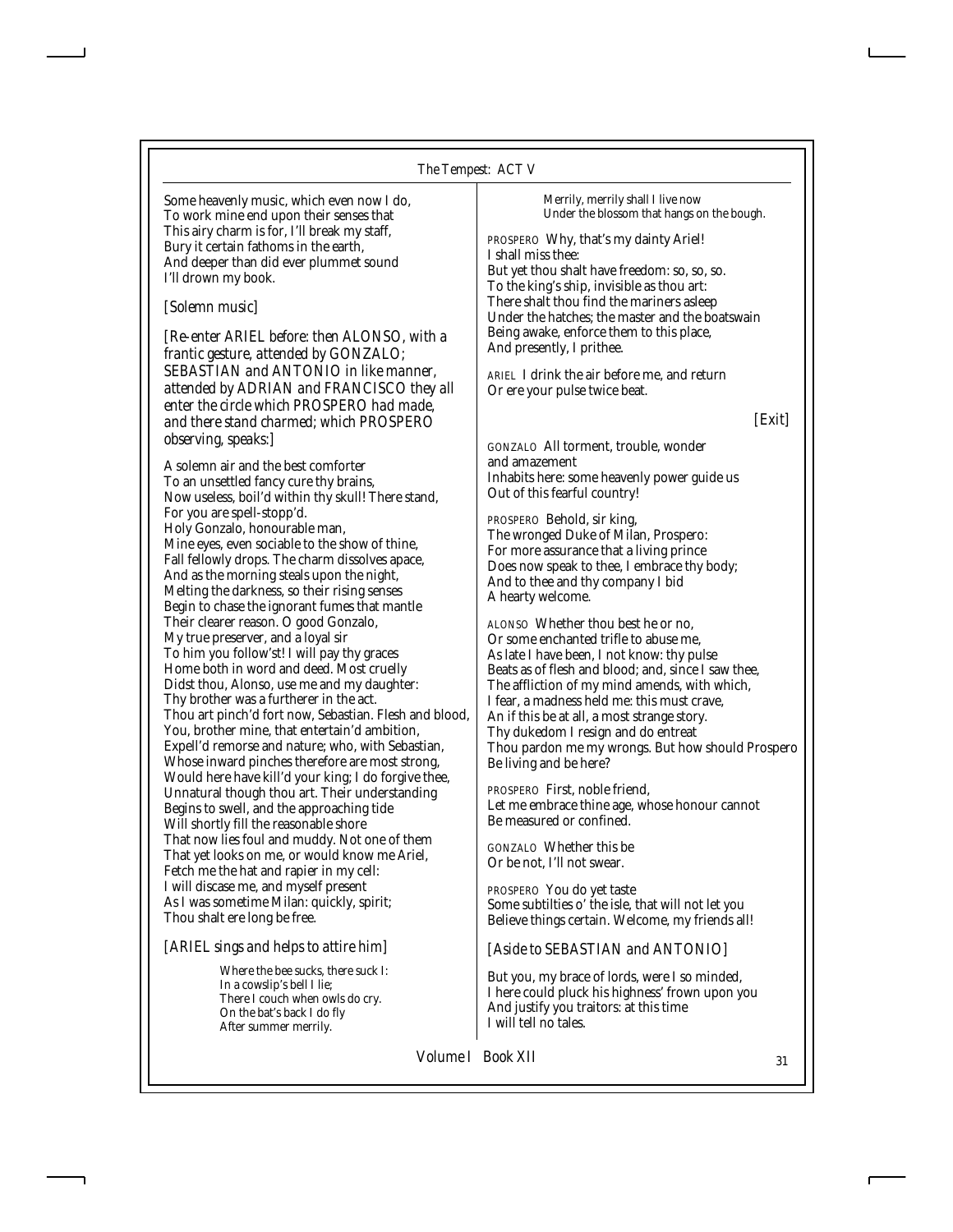Some heavenly music, which even now I do,
To work mine end upon their senses that
This airy charm is for, I'll break my staff,
Bury it certain fathoms in the earth,
And deeper than did ever plummet sound
I'll drown my book.

*[Solemn music]*

*[Re-enter ARIEL before: then ALONSO, with a frantic gesture, attended by GONZALO; SEBASTIAN and ANTONIO in like manner, attended by ADRIAN and FRANCISCO they all enter the circle which PROSPERO had made, and there stand charmed; which PROSPERO observing, speaks:]*

A solemn air and the best comforter
To an unsettled fancy cure thy brains,
Now useless, boil'd within thy skull! There stand,
For you are spell-stopp'd.
Holy Gonzalo, honourable man,
Mine eyes, even sociable to the show of thine,
Fall fellowly drops. The charm dissolves apace,
And as the morning steals upon the night,
Melting the darkness, so their rising senses
Begin to chase the ignorant fumes that mantle
Their clearer reason. O good Gonzalo,
My true preserver, and a loyal sir
To him you follow'st! I will pay thy graces
Home both in word and deed. Most cruelly
Didst thou, Alonso, use me and my daughter:
Thy brother was a furtherer in the act.
Thou art pinch'd fort now, Sebastian. Flesh and blood,
You, brother mine, that entertain'd ambition,
Expell'd remorse and nature; who, with Sebastian,
Whose inward pinches therefore are most strong,
Would here have kill'd your king; I do forgive thee,
Unnatural though thou art. Their understanding
Begins to swell, and the approaching tide
Will shortly fill the reasonable shore
That now lies foul and muddy. Not one of them
That yet looks on me, or would know me Ariel,
Fetch me the hat and rapier in my cell:
I will discase me, and myself present
As I was sometime Milan: quickly, spirit;
Thou shalt ere long be free.

*[ARIEL sings and helps to attire him]*

> Where the bee sucks, there suck I:
> In a cowslip's bell I lie;
> There I couch when owls do cry.
> On the bat's back I do fly
> After summer merrily.
> Merrily, merrily shall I live now
> Under the blossom that hangs on the bough.

PROSPERO Why, that's my dainty Ariel!
I shall miss thee:
But yet thou shalt have freedom: so, so, so.
To the king's ship, invisible as thou art:
There shalt thou find the mariners asleep
Under the hatches; the master and the boatswain
Being awake, enforce them to this place,
And presently, I prithee.

ARIEL I drink the air before me, and return
Or ere your pulse twice beat.

*[Exit]*

GONZALO All torment, trouble, wonder and amazement
Inhabits here: some heavenly power guide us
Out of this fearful country!

PROSPERO Behold, sir king,
The wronged Duke of Milan, Prospero:
For more assurance that a living prince
Does now speak to thee, I embrace thy body;
And to thee and thy company I bid
A hearty welcome.

ALONSO Whether thou best he or no,
Or some enchanted trifle to abuse me,
As late I have been, I not know: thy pulse
Beats as of flesh and blood; and, since I saw thee,
The affliction of my mind amends, with which,
I fear, a madness held me: this must crave,
An if this be at all, a most strange story.
Thy dukedom I resign and do entreat
Thou pardon me my wrongs. But how should Prospero
Be living and be here?

PROSPERO First, noble friend,
Let me embrace thine age, whose honour cannot
Be measured or confined.

GONZALO Whether this be
Or be not, I'll not swear.

PROSPERO You do yet taste
Some subtilties o' the isle, that will not let you
Believe things certain. Welcome, my friends all!

*[Aside to SEBASTIAN and ANTONIO]*

But you, my brace of lords, were I so minded,
I here could pluck his highness' frown upon you
And justify you traitors: at this time
I will tell no tales.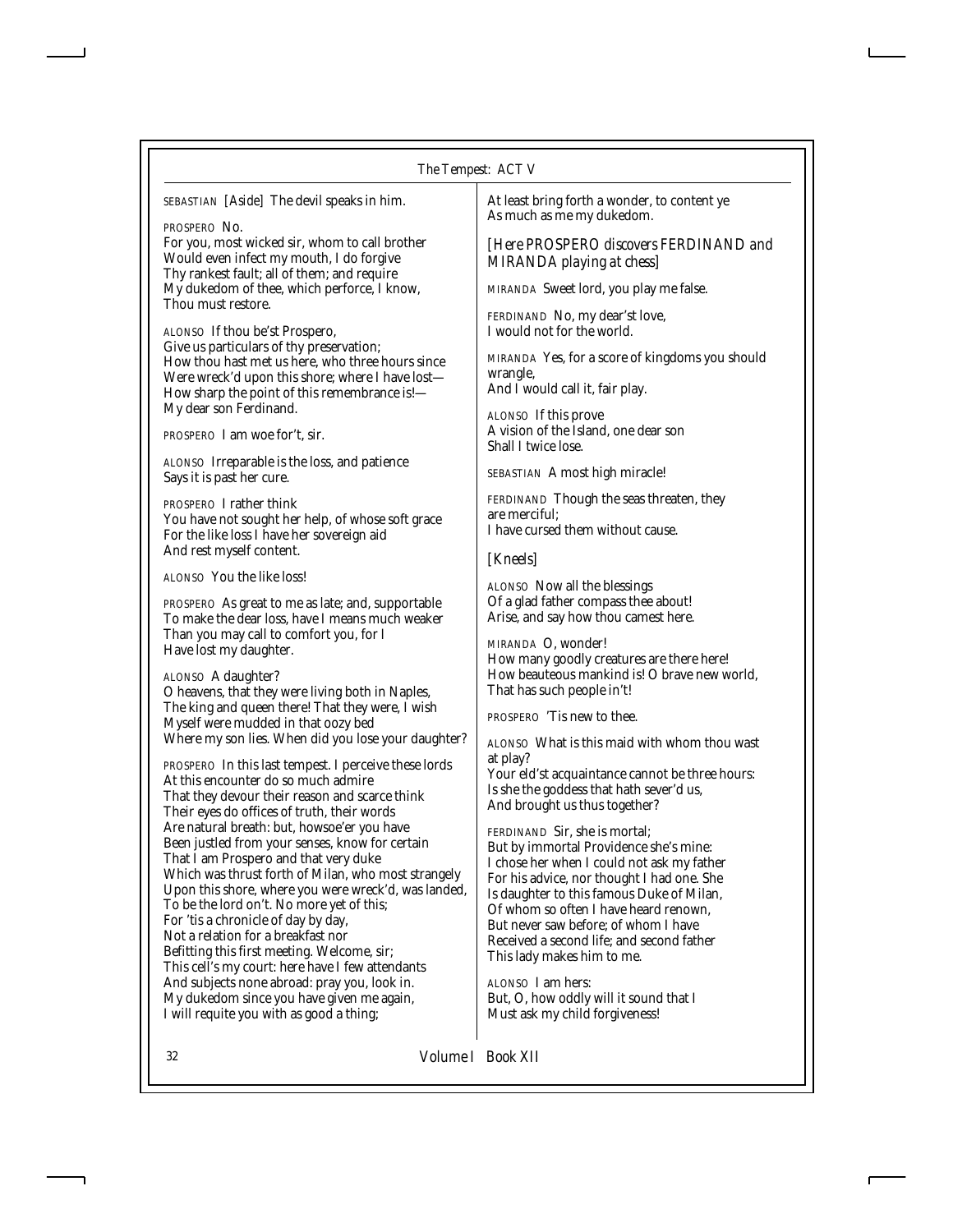SEBASTIAN [*Aside*] The devil speaks in him.

PROSPERO No.
For you, most wicked sir, whom to call brother
Would even infect my mouth, I do forgive
Thy rankest fault; all of them; and require
My dukedom of thee, which perforce, I know,
Thou must restore.

ALONSO If thou be'st Prospero,
Give us particulars of thy preservation;
How thou hast met us here, who three hours since
Were wreck'd upon this shore; where I have lost—
How sharp the point of this remembrance is!—
My dear son Ferdinand.

PROSPERO I am woe for't, sir.

ALONSO Irreparable is the loss, and patience
Says it is past her cure.

PROSPERO I rather think
You have not sought her help, of whose soft grace
For the like loss I have her sovereign aid
And rest myself content.

ALONSO You the like loss!

PROSPERO As great to me as late; and, supportable
To make the dear loss, have I means much weaker
Than you may call to comfort you, for I
Have lost my daughter.

ALONSO A daughter?
O heavens, that they were living both in Naples,
The king and queen there! That they were, I wish
Myself were mudded in that oozy bed
Where my son lies. When did you lose your daughter?

PROSPERO In this last tempest. I perceive these lords
At this encounter do so much admire
That they devour their reason and scarce think
Their eyes do offices of truth, their words
Are natural breath: but, howsoe'er you have
Been justled from your senses, know for certain
That I am Prospero and that very duke
Which was thrust forth of Milan, who most strangely
Upon this shore, where you were wreck'd, was landed,
To be the lord on't. No more yet of this;
For 'tis a chronicle of day by day,
Not a relation for a breakfast nor
Befitting this first meeting. Welcome, sir;
This cell's my court: here have I few attendants
And subjects none abroad: pray you, look in.
My dukedom since you have given me again,
I will requite you with as good a thing;
At least bring forth a wonder, to content ye
As much as me my dukedom.

*[Here PROSPERO discovers FERDINAND and MIRANDA playing at chess]*

MIRANDA Sweet lord, you play me false.

FERDINAND No, my dear'st love,
I would not for the world.

MIRANDA Yes, for a score of kingdoms you should wrangle,
And I would call it, fair play.

ALONSO If this prove
A vision of the Island, one dear son
Shall I twice lose.

SEBASTIAN A most high miracle!

FERDINAND Though the seas threaten, they are merciful;
I have cursed them without cause.

*[Kneels]*

ALONSO Now all the blessings
Of a glad father compass thee about!
Arise, and say how thou camest here.

MIRANDA O, wonder!
How many goodly creatures are there here!
How beauteous mankind is! O brave new world,
That has such people in't!

PROSPERO 'Tis new to thee.

ALONSO What is this maid with whom thou wast at play?
Your eld'st acquaintance cannot be three hours:
Is she the goddess that hath sever'd us,
And brought us thus together?

FERDINAND Sir, she is mortal;
But by immortal Providence she's mine:
I chose her when I could not ask my father
For his advice, nor thought I had one. She
Is daughter to this famous Duke of Milan,
Of whom so often I have heard renown,
But never saw before; of whom I have
Received a second life; and second father
This lady makes him to me.

ALONSO I am hers:
But, O, how oddly will it sound that I
Must ask my child forgiveness!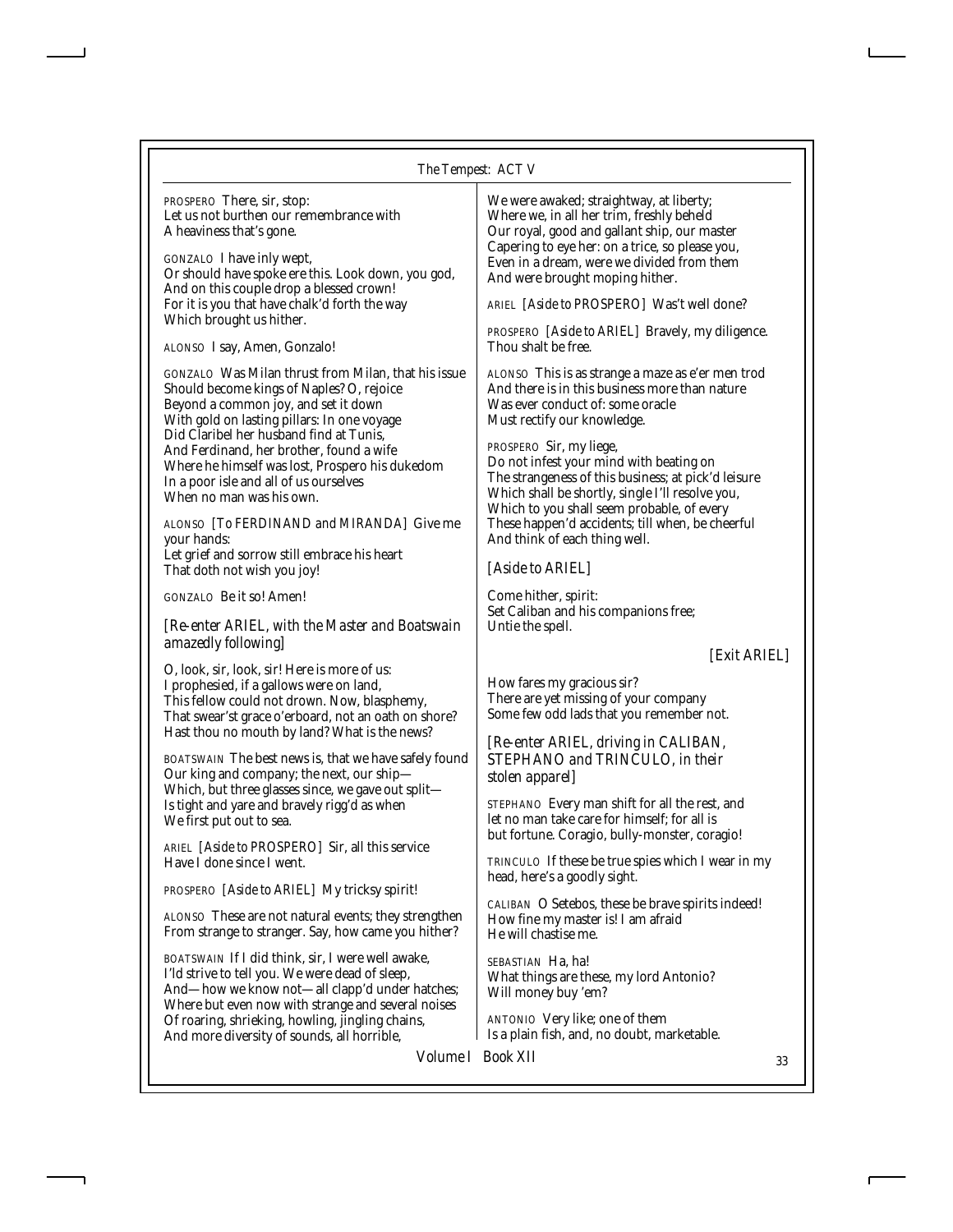PROSPERO There, sir, stop:
Let us not burthen our remembrance with
A heaviness that's gone.

GONZALO I have inly wept,
Or should have spoke ere this. Look down, you god,
And on this couple drop a blessed crown!
For it is you that have chalk'd forth the way
Which brought us hither.

ALONSO I say, Amen, Gonzalo!

GONZALO Was Milan thrust from Milan, that his issue
Should become kings of Naples? O, rejoice
Beyond a common joy, and set it down
With gold on lasting pillars: In one voyage
Did Claribel her husband find at Tunis,
And Ferdinand, her brother, found a wife
Where he himself was lost, Prospero his dukedom
In a poor isle and all of us ourselves
When no man was his own.

ALONSO *[To FERDINAND and MIRANDA]* Give me your hands:
Let grief and sorrow still embrace his heart
That doth not wish you joy!

GONZALO Be it so! Amen!

*[Re-enter ARIEL, with the Master and Boatswain amazedly following]*

O, look, sir, look, sir! Here is more of us:
I prophesied, if a gallows were on land,
This fellow could not drown. Now, blasphemy,
That swear'st grace o'erboard, not an oath on shore?
Hast thou no mouth by land? What is the news?

BOATSWAIN The best news is, that we have safely found
Our king and company; the next, our ship—
Which, but three glasses since, we gave out split—
Is tight and yare and bravely rigg'd as when
We first put out to sea.

ARIEL *[Aside to PROSPERO]* Sir, all this service
Have I done since I went.

PROSPERO *[Aside to ARIEL]* My tricksy spirit!

ALONSO These are not natural events; they strengthen
From strange to stranger. Say, how came you hither?

BOATSWAIN If I did think, sir, I were well awake,
I'ld strive to tell you. We were dead of sleep,
And—how we know not—all clapp'd under hatches;
Where but even now with strange and several noises
Of roaring, shrieking, howling, jingling chains,
And more diversity of sounds, all horrible,
We were awaked; straightway, at liberty;
Where we, in all her trim, freshly beheld
Our royal, good and gallant ship, our master
Capering to eye her: on a trice, so please you,
Even in a dream, were we divided from them
And were brought moping hither.

ARIEL *[Aside to PROSPERO]* Was't well done?

PROSPERO *[Aside to ARIEL]* Bravely, my diligence.
Thou shalt be free.

ALONSO This is as strange a maze as e'er men trod
And there is in this business more than nature
Was ever conduct of: some oracle
Must rectify our knowledge.

PROSPERO Sir, my liege,
Do not infest your mind with beating on
The strangeness of this business; at pick'd leisure
Which shall be shortly, single I'll resolve you,
Which to you shall seem probable, of every
These happen'd accidents; till when, be cheerful
And think of each thing well.

*[Aside to ARIEL]*

Come hither, spirit:
Set Caliban and his companions free;
Untie the spell.

*[Exit ARIEL]*

How fares my gracious sir?
There are yet missing of your company
Some few odd lads that you remember not.

*[Re-enter ARIEL, driving in CALIBAN, STEPHANO and TRINCULO, in their stolen apparel]*

STEPHANO Every man shift for all the rest, and
let no man take care for himself; for all is
but fortune. Coragio, bully-monster, coragio!

TRINCULO If these be true spies which I wear in my
head, here's a goodly sight.

CALIBAN O Setebos, these be brave spirits indeed!
How fine my master is! I am afraid
He will chastise me.

SEBASTIAN Ha, ha!
What things are these, my lord Antonio?
Will money buy 'em?

ANTONIO Very like; one of them
Is a plain fish, and, no doubt, marketable.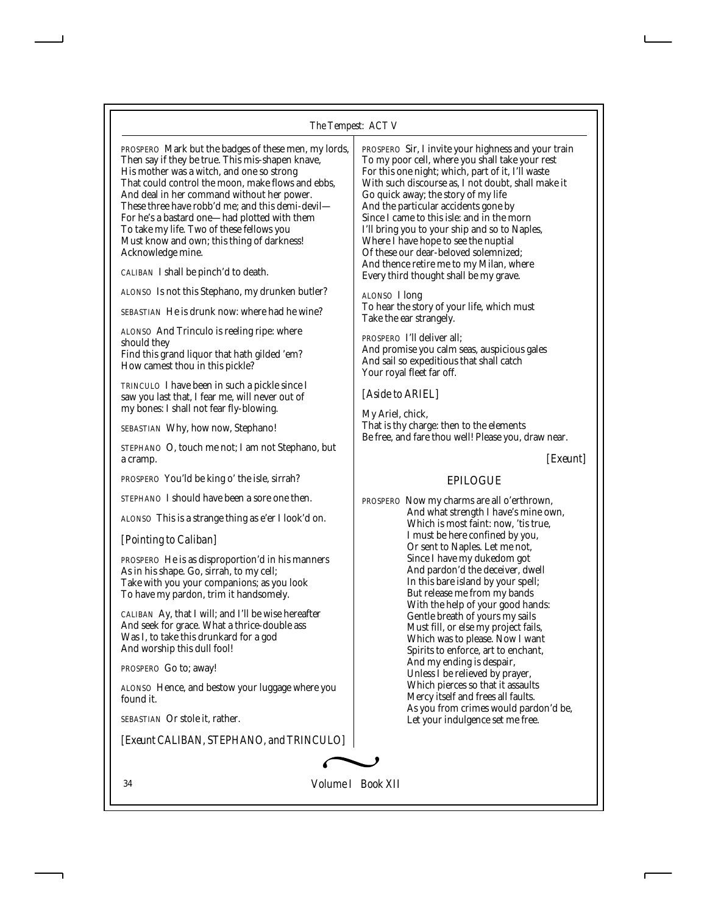PROSPERO Mark but the badges of these men, my lords,
Then say if they be true. This mis-shapen knave,
His mother was a witch, and one so strong
That could control the moon, make flows and ebbs,
And deal in her command without her power.
These three have robb'd me; and this demi-devil—
For he's a bastard one—had plotted with them
To take my life. Two of these fellows you
Must know and own; this thing of darkness!
Acknowledge mine.

CALIBAN I shall be pinch'd to death.

ALONSO Is not this Stephano, my drunken butler?

SEBASTIAN He is drunk now: where had he wine?

ALONSO And Trinculo is reeling ripe: where should they
Find this grand liquor that hath gilded 'em?
How camest thou in this pickle?

TRINCULO I have been in such a pickle since I saw you last that, I fear me, will never out of my bones: I shall not fear fly-blowing.

SEBASTIAN Why, how now, Stephano!

STEPHANO O, touch me not; I am not Stephano, but a cramp.

PROSPERO You'ld be king o' the isle, sirrah?

STEPHANO I should have been a sore one then.

ALONSO This is a strange thing as e'er I look'd on.

*[Pointing to Caliban]*

PROSPERO He is as disproportion'd in his manners
As in his shape. Go, sirrah, to my cell;
Take with you your companions; as you look
To have my pardon, trim it handsomely.

CALIBAN Ay, that I will; and I'll be wise hereafter
And seek for grace. What a thrice-double ass
Was I, to take this drunkard for a god
And worship this dull fool!

PROSPERO Go to; away!

ALONSO Hence, and bestow your luggage where you found it.

SEBASTIAN Or stole it, rather.

*[Exeunt CALIBAN, STEPHANO, and TRINCULO]*

PROSPERO Sir, I invite your highness and your train
To my poor cell, where you shall take your rest
For this one night; which, part of it, I'll waste
With such discourse as, I not doubt, shall make it
Go quick away; the story of my life
And the particular accidents gone by
Since I came to this isle: and in the morn
I'll bring you to your ship and so to Naples,
Where I have hope to see the nuptial
Of these our dear-beloved solemnized;
And thence retire me to my Milan, where
Every third thought shall be my grave.

ALONSO I long
To hear the story of your life, which must
Take the ear strangely.

PROSPERO I'll deliver all;
And promise you calm seas, auspicious gales
And sail so expeditious that shall catch
Your royal fleet far off.

*[Aside to ARIEL]*

My Ariel, chick,
That is thy charge: then to the elements
Be free, and fare thou well! Please you, draw near.

*[Exeunt]*

## EPILOGUE

PROSPERO Now my charms are all o'erthrown,
And what strength I have's mine own,
Which is most faint: now, 'tis true,
I must be here confined by you,
Or sent to Naples. Let me not,
Since I have my dukedom got
And pardon'd the deceiver, dwell
In this bare island by your spell;
But release me from my bands
With the help of your good hands:
Gentle breath of yours my sails
Must fill, or else my project fails,
Which was to please. Now I want
Spirits to enforce, art to enchant,
And my ending is despair,
Unless I be relieved by prayer,
Which pierces so that it assaults
Mercy itself and frees all faults.
As you from crimes would pardon'd be,
Let your indulgence set me free.